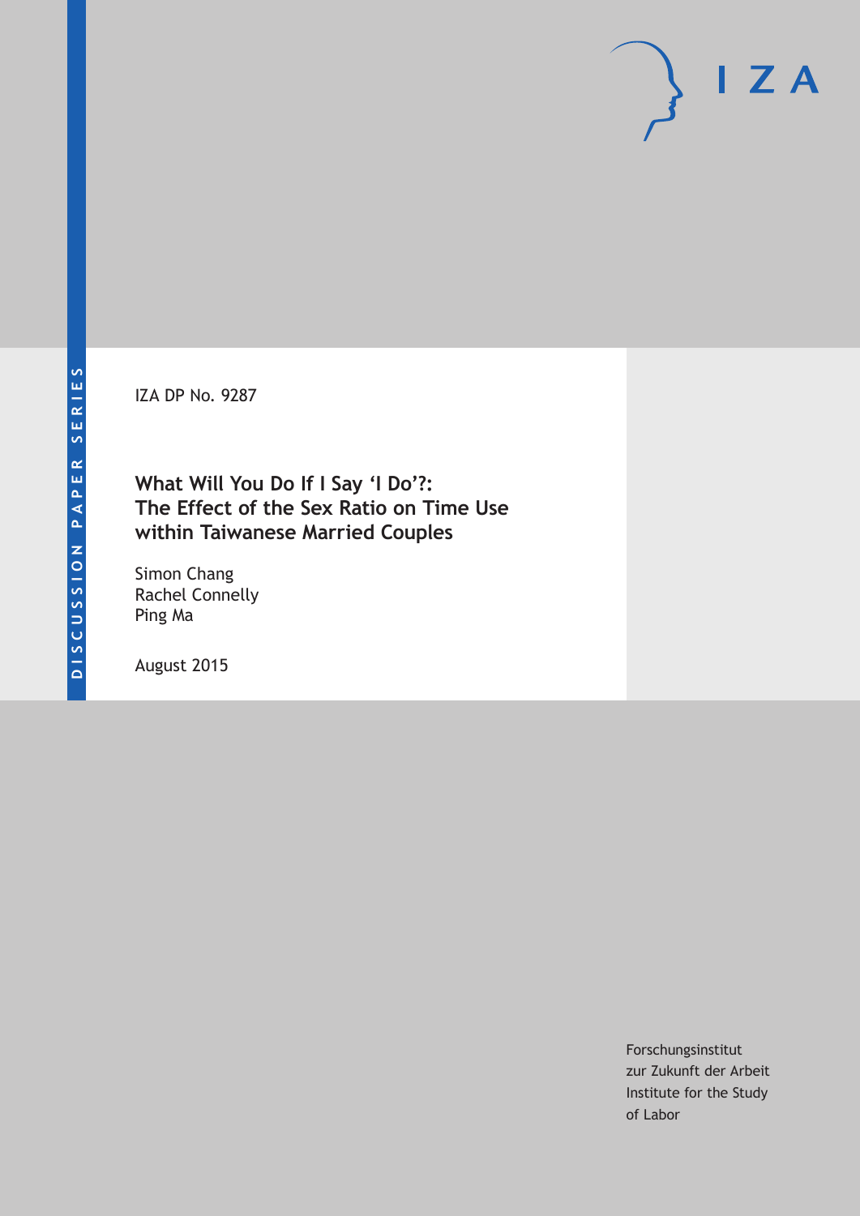DISCUSSION PAPER SERIES

IZA DP No. 9287

# What Will You Do If I Say 'I Do'?: The Effect of the Sex Ratio on Time Use within Taiwanese Married Couples

Simon Chang
Rachel Connelly
Ping Ma

August 2015

Forschungsinstitut
zur Zukunft der Arbeit
Institute for the Study
of Labor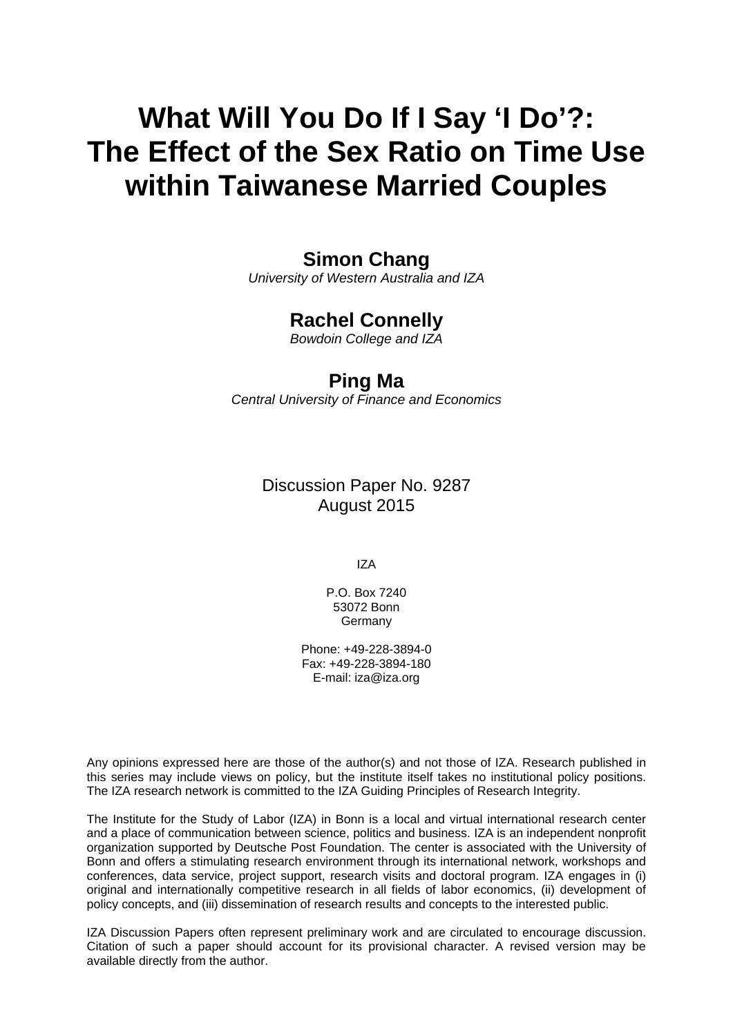# What Will You Do If I Say 'I Do'?: The Effect of the Sex Ratio on Time Use within Taiwanese Married Couples

**Simon Chang**
*University of Western Australia and IZA*

**Rachel Connelly**
*Bowdoin College and IZA*

**Ping Ma**
*Central University of Finance and Economics*

Discussion Paper No. 9287
August 2015

IZA

P.O. Box 7240
53072 Bonn
Germany

Phone: +49-228-3894-0
Fax: +49-228-3894-180
E-mail: iza@iza.org

Any opinions expressed here are those of the author(s) and not those of IZA. Research published in this series may include views on policy, but the institute itself takes no institutional policy positions. The IZA research network is committed to the IZA Guiding Principles of Research Integrity.

The Institute for the Study of Labor (IZA) in Bonn is a local and virtual international research center and a place of communication between science, politics and business. IZA is an independent nonprofit organization supported by Deutsche Post Foundation. The center is associated with the University of Bonn and offers a stimulating research environment through its international network, workshops and conferences, data service, project support, research visits and doctoral program. IZA engages in (i) original and internationally competitive research in all fields of labor economics, (ii) development of policy concepts, and (iii) dissemination of research results and concepts to the interested public.

IZA Discussion Papers often represent preliminary work and are circulated to encourage discussion. Citation of such a paper should account for its provisional character. A revised version may be available directly from the author.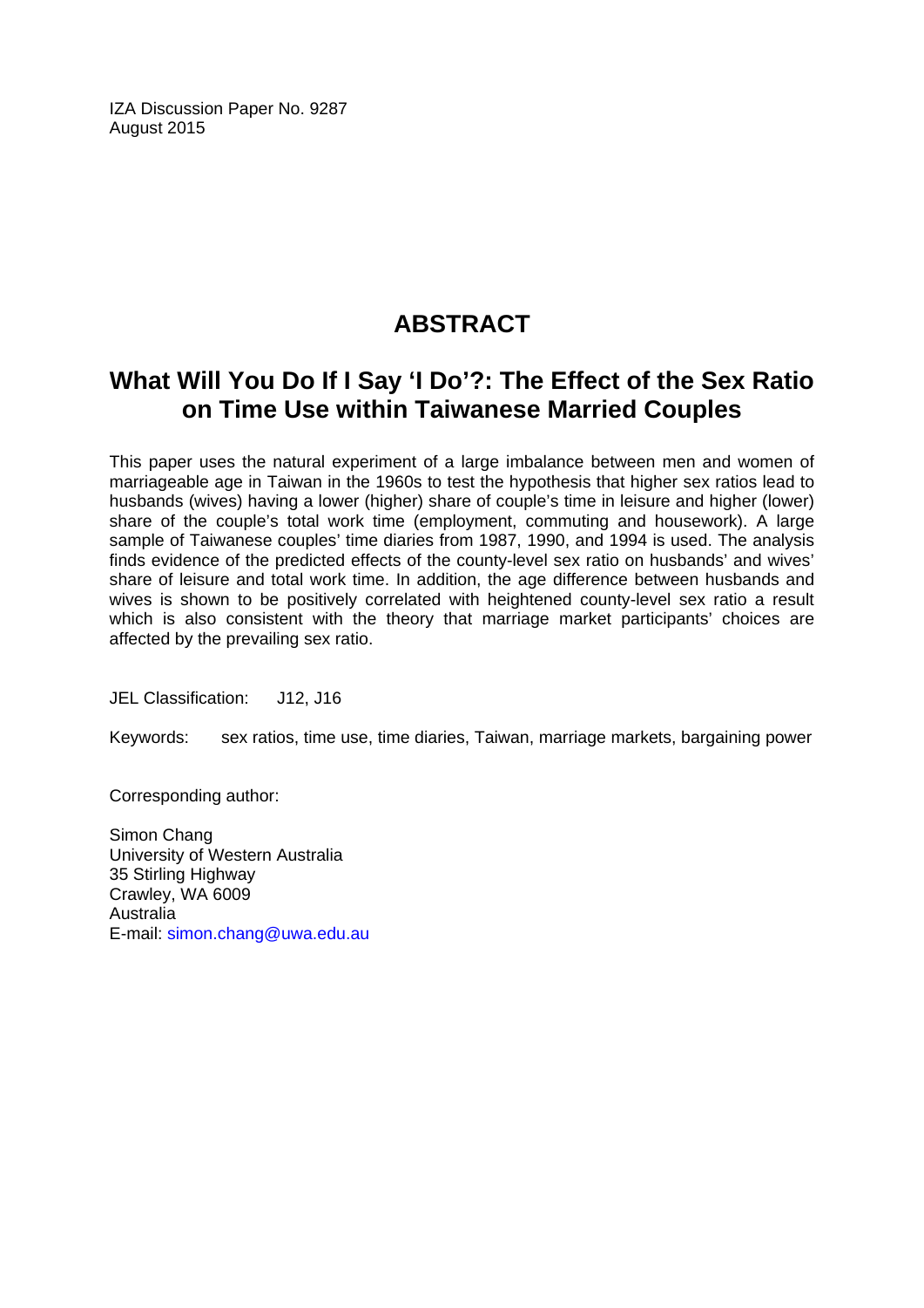IZA Discussion Paper No. 9287
August 2015

# ABSTRACT

## What Will You Do If I Say 'I Do'?: The Effect of the Sex Ratio on Time Use within Taiwanese Married Couples

This paper uses the natural experiment of a large imbalance between men and women of marriageable age in Taiwan in the 1960s to test the hypothesis that higher sex ratios lead to husbands (wives) having a lower (higher) share of couple's time in leisure and higher (lower) share of the couple's total work time (employment, commuting and housework). A large sample of Taiwanese couples' time diaries from 1987, 1990, and 1994 is used. The analysis finds evidence of the predicted effects of the county-level sex ratio on husbands' and wives' share of leisure and total work time. In addition, the age difference between husbands and wives is shown to be positively correlated with heightened county-level sex ratio a result which is also consistent with the theory that marriage market participants' choices are affected by the prevailing sex ratio.

JEL Classification: J12, J16

Keywords: sex ratios, time use, time diaries, Taiwan, marriage markets, bargaining power

Corresponding author:

Simon Chang
University of Western Australia
35 Stirling Highway
Crawley, WA 6009
Australia
E-mail: simon.chang@uwa.edu.au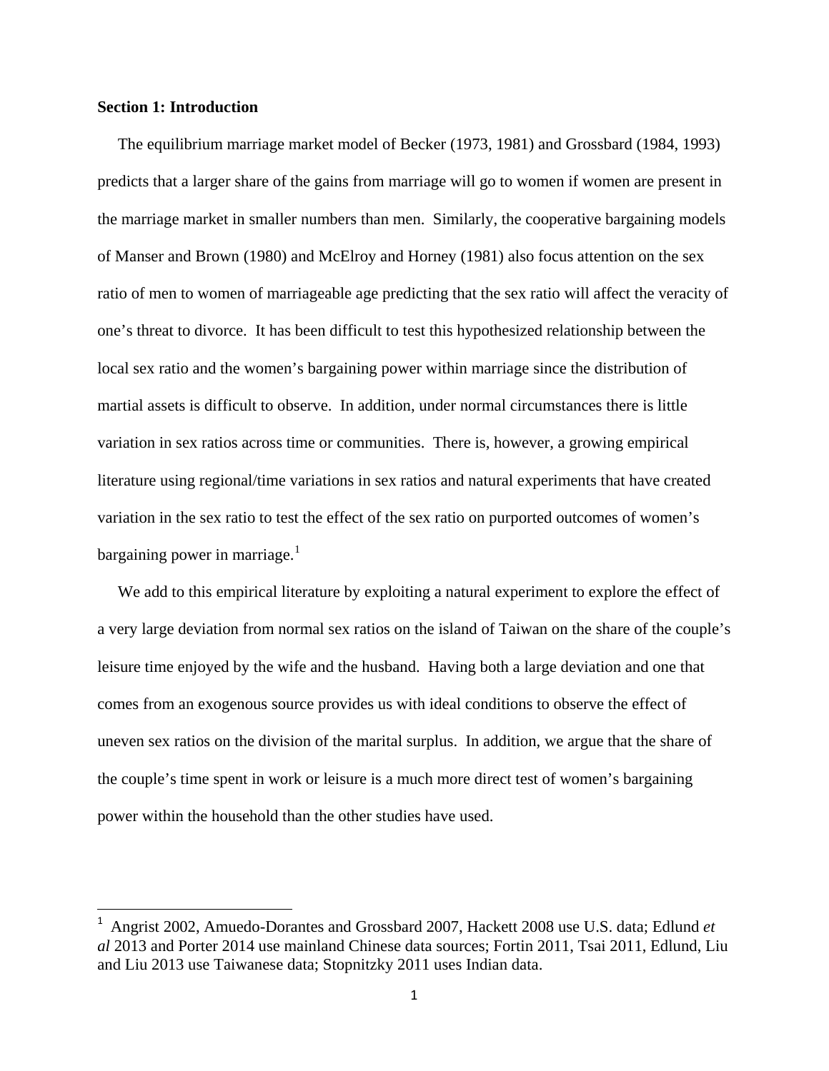**Section 1: Introduction**

The equilibrium marriage market model of Becker (1973, 1981) and Grossbard (1984, 1993) predicts that a larger share of the gains from marriage will go to women if women are present in the marriage market in smaller numbers than men. Similarly, the cooperative bargaining models of Manser and Brown (1980) and McElroy and Horney (1981) also focus attention on the sex ratio of men to women of marriageable age predicting that the sex ratio will affect the veracity of one's threat to divorce. It has been difficult to test this hypothesized relationship between the local sex ratio and the women's bargaining power within marriage since the distribution of martial assets is difficult to observe. In addition, under normal circumstances there is little variation in sex ratios across time or communities. There is, however, a growing empirical literature using regional/time variations in sex ratios and natural experiments that have created variation in the sex ratio to test the effect of the sex ratio on purported outcomes of women's bargaining power in marriage.[1]

We add to this empirical literature by exploiting a natural experiment to explore the effect of a very large deviation from normal sex ratios on the island of Taiwan on the share of the couple's leisure time enjoyed by the wife and the husband. Having both a large deviation and one that comes from an exogenous source provides us with ideal conditions to observe the effect of uneven sex ratios on the division of the marital surplus. In addition, we argue that the share of the couple's time spent in work or leisure is a much more direct test of women's bargaining power within the household than the other studies have used.

---

[1] Angrist 2002, Amuedo-Dorantes and Grossbard 2007, Hackett 2008 use U.S. data; Edlund *et al* 2013 and Porter 2014 use mainland Chinese data sources; Fortin 2011, Tsai 2011, Edlund, Liu and Liu 2013 use Taiwanese data; Stopnitzky 2011 uses Indian data.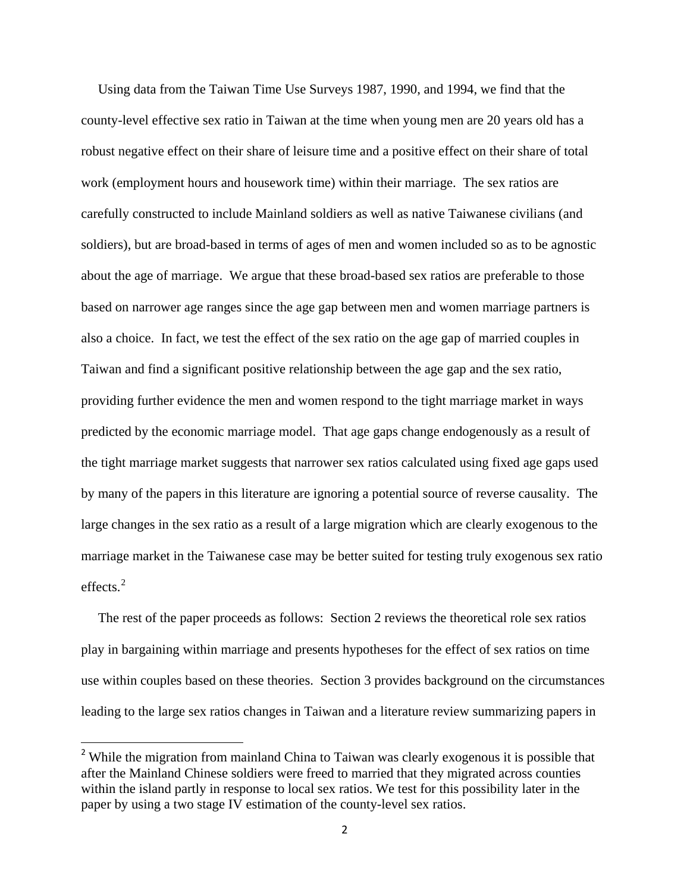Using data from the Taiwan Time Use Surveys 1987, 1990, and 1994, we find that the county-level effective sex ratio in Taiwan at the time when young men are 20 years old has a robust negative effect on their share of leisure time and a positive effect on their share of total work (employment hours and housework time) within their marriage. The sex ratios are carefully constructed to include Mainland soldiers as well as native Taiwanese civilians (and soldiers), but are broad-based in terms of ages of men and women included so as to be agnostic about the age of marriage. We argue that these broad-based sex ratios are preferable to those based on narrower age ranges since the age gap between men and women marriage partners is also a choice. In fact, we test the effect of the sex ratio on the age gap of married couples in Taiwan and find a significant positive relationship between the age gap and the sex ratio, providing further evidence the men and women respond to the tight marriage market in ways predicted by the economic marriage model. That age gaps change endogenously as a result of the tight marriage market suggests that narrower sex ratios calculated using fixed age gaps used by many of the papers in this literature are ignoring a potential source of reverse causality. The large changes in the sex ratio as a result of a large migration which are clearly exogenous to the marriage market in the Taiwanese case may be better suited for testing truly exogenous sex ratio effects.[2]

The rest of the paper proceeds as follows: Section 2 reviews the theoretical role sex ratios play in bargaining within marriage and presents hypotheses for the effect of sex ratios on time use within couples based on these theories. Section 3 provides background on the circumstances leading to the large sex ratios changes in Taiwan and a literature review summarizing papers in

[2] While the migration from mainland China to Taiwan was clearly exogenous it is possible that after the Mainland Chinese soldiers were freed to married that they migrated across counties within the island partly in response to local sex ratios. We test for this possibility later in the paper by using a two stage IV estimation of the county-level sex ratios.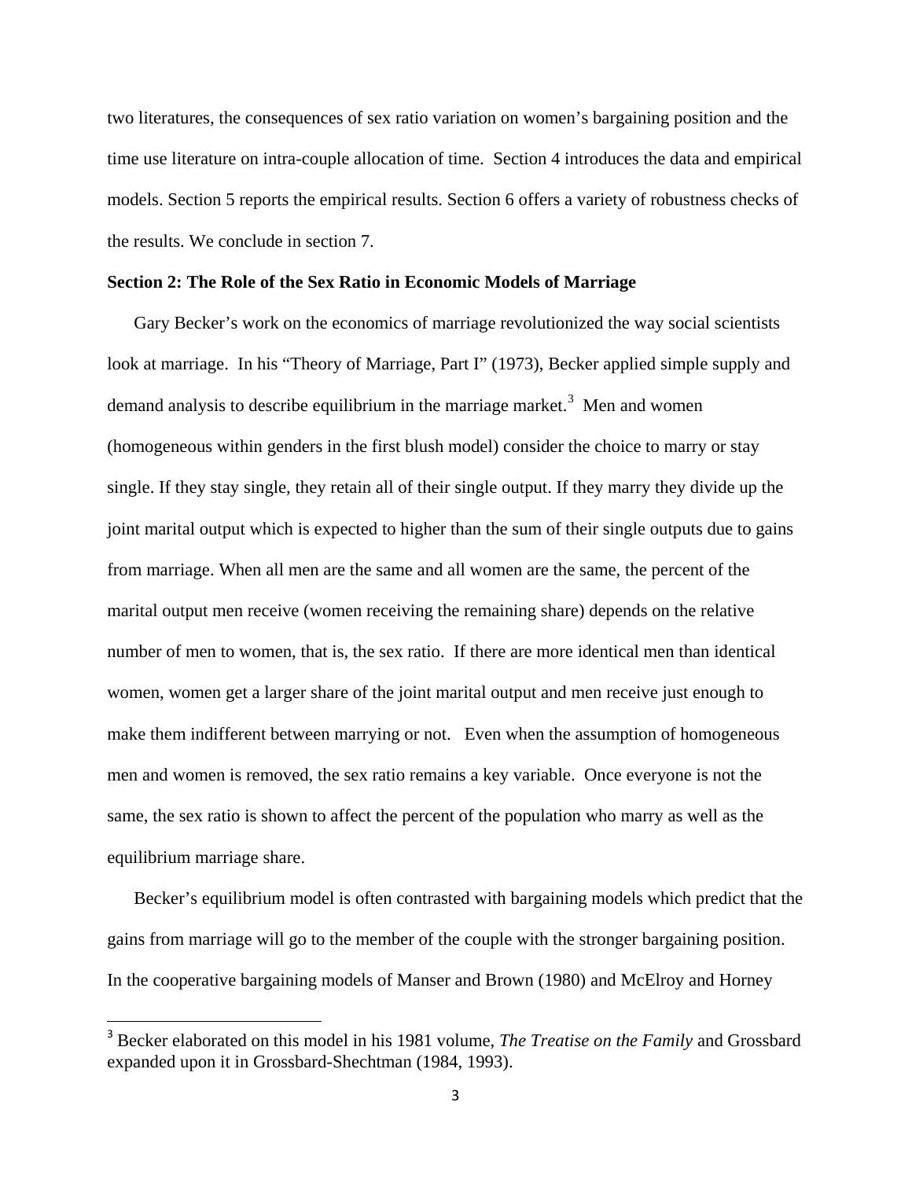two literatures, the consequences of sex ratio variation on women's bargaining position and the time use literature on intra-couple allocation of time. Section 4 introduces the data and empirical models. Section 5 reports the empirical results. Section 6 offers a variety of robustness checks of the results. We conclude in section 7.

## Section 2: The Role of the Sex Ratio in Economic Models of Marriage

Gary Becker's work on the economics of marriage revolutionized the way social scientists look at marriage. In his "Theory of Marriage, Part I" (1973), Becker applied simple supply and demand analysis to describe equilibrium in the marriage market.[3] Men and women (homogeneous within genders in the first blush model) consider the choice to marry or stay single. If they stay single, they retain all of their single output. If they marry they divide up the joint marital output which is expected to higher than the sum of their single outputs due to gains from marriage. When all men are the same and all women are the same, the percent of the marital output men receive (women receiving the remaining share) depends on the relative number of men to women, that is, the sex ratio. If there are more identical men than identical women, women get a larger share of the joint marital output and men receive just enough to make them indifferent between marrying or not. Even when the assumption of homogeneous men and women is removed, the sex ratio remains a key variable. Once everyone is not the same, the sex ratio is shown to affect the percent of the population who marry as well as the equilibrium marriage share.

Becker's equilibrium model is often contrasted with bargaining models which predict that the gains from marriage will go to the member of the couple with the stronger bargaining position. In the cooperative bargaining models of Manser and Brown (1980) and McElroy and Horney

[3] Becker elaborated on this model in his 1981 volume, *The Treatise on the Family* and Grossbard expanded upon it in Grossbard-Shechtman (1984, 1993).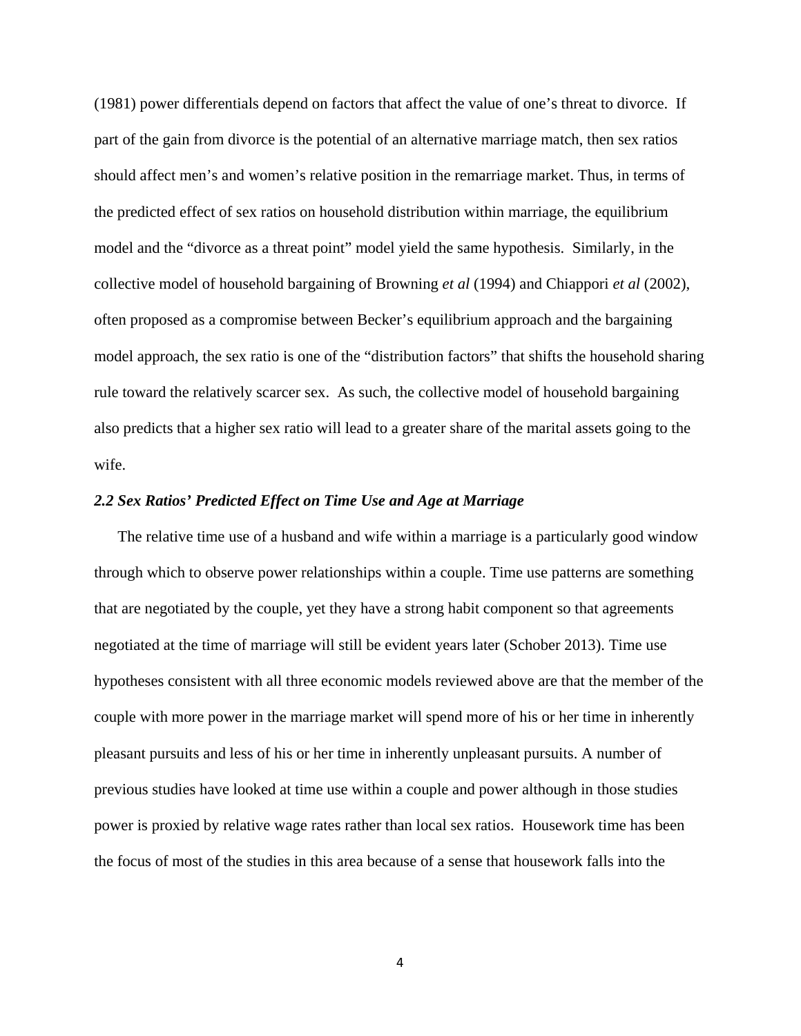(1981) power differentials depend on factors that affect the value of one's threat to divorce. If part of the gain from divorce is the potential of an alternative marriage match, then sex ratios should affect men's and women's relative position in the remarriage market. Thus, in terms of the predicted effect of sex ratios on household distribution within marriage, the equilibrium model and the "divorce as a threat point" model yield the same hypothesis. Similarly, in the collective model of household bargaining of Browning *et al* (1994) and Chiappori *et al* (2002), often proposed as a compromise between Becker's equilibrium approach and the bargaining model approach, the sex ratio is one of the "distribution factors" that shifts the household sharing rule toward the relatively scarcer sex. As such, the collective model of household bargaining also predicts that a higher sex ratio will lead to a greater share of the marital assets going to the wife.

### *2.2 Sex Ratios' Predicted Effect on Time Use and Age at Marriage*

The relative time use of a husband and wife within a marriage is a particularly good window through which to observe power relationships within a couple. Time use patterns are something that are negotiated by the couple, yet they have a strong habit component so that agreements negotiated at the time of marriage will still be evident years later (Schober 2013). Time use hypotheses consistent with all three economic models reviewed above are that the member of the couple with more power in the marriage market will spend more of his or her time in inherently pleasant pursuits and less of his or her time in inherently unpleasant pursuits. A number of previous studies have looked at time use within a couple and power although in those studies power is proxied by relative wage rates rather than local sex ratios. Housework time has been the focus of most of the studies in this area because of a sense that housework falls into the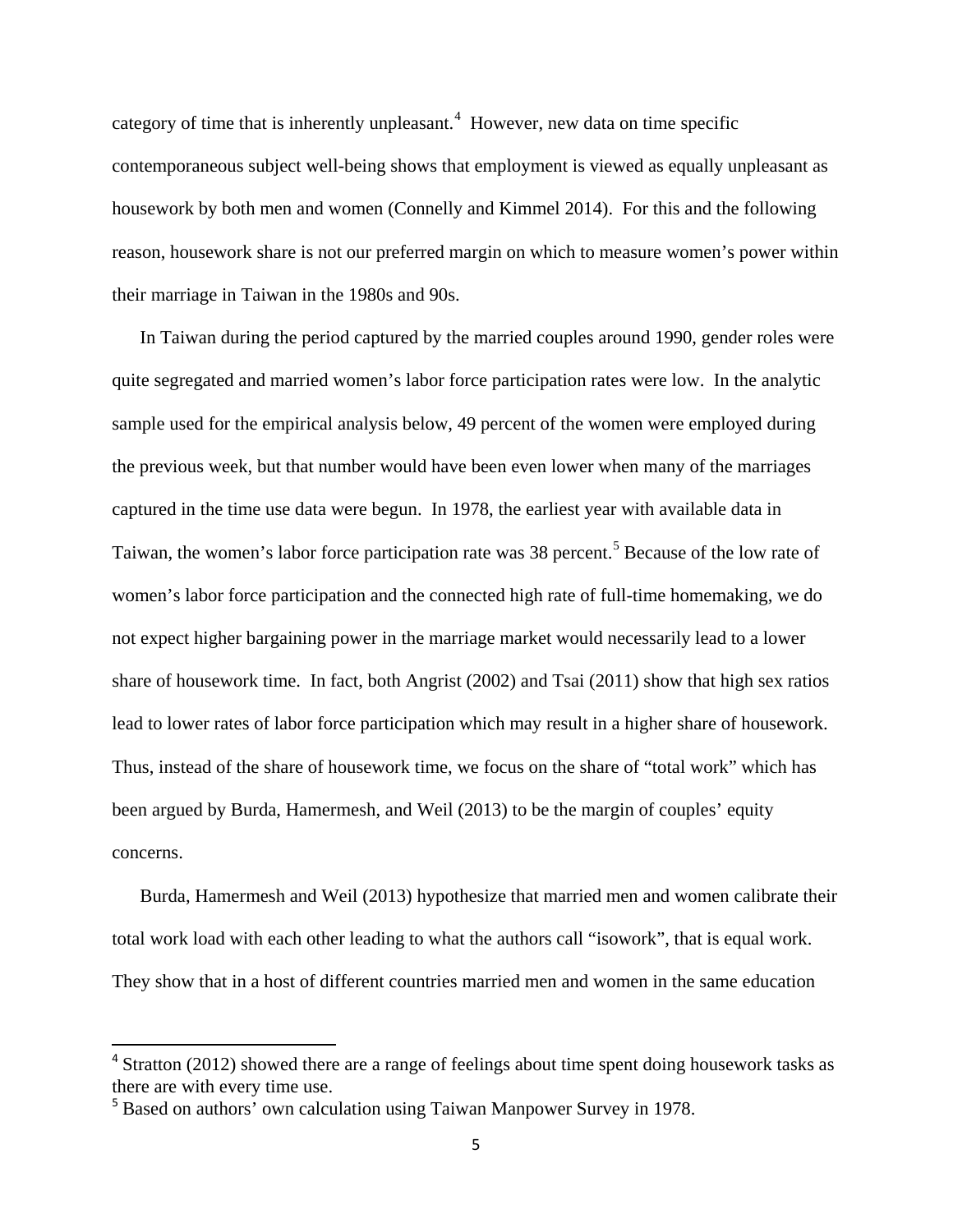category of time that is inherently unpleasant.[4] However, new data on time specific contemporaneous subject well-being shows that employment is viewed as equally unpleasant as housework by both men and women (Connelly and Kimmel 2014). For this and the following reason, housework share is not our preferred margin on which to measure women's power within their marriage in Taiwan in the 1980s and 90s.

In Taiwan during the period captured by the married couples around 1990, gender roles were quite segregated and married women's labor force participation rates were low. In the analytic sample used for the empirical analysis below, 49 percent of the women were employed during the previous week, but that number would have been even lower when many of the marriages captured in the time use data were begun. In 1978, the earliest year with available data in Taiwan, the women's labor force participation rate was 38 percent.[5] Because of the low rate of women's labor force participation and the connected high rate of full-time homemaking, we do not expect higher bargaining power in the marriage market would necessarily lead to a lower share of housework time. In fact, both Angrist (2002) and Tsai (2011) show that high sex ratios lead to lower rates of labor force participation which may result in a higher share of housework. Thus, instead of the share of housework time, we focus on the share of "total work" which has been argued by Burda, Hamermesh, and Weil (2013) to be the margin of couples' equity concerns.

Burda, Hamermesh and Weil (2013) hypothesize that married men and women calibrate their total work load with each other leading to what the authors call "isowork", that is equal work. They show that in a host of different countries married men and women in the same education

[4] Stratton (2012) showed there are a range of feelings about time spent doing housework tasks as there are with every time use.

[5] Based on authors' own calculation using Taiwan Manpower Survey in 1978.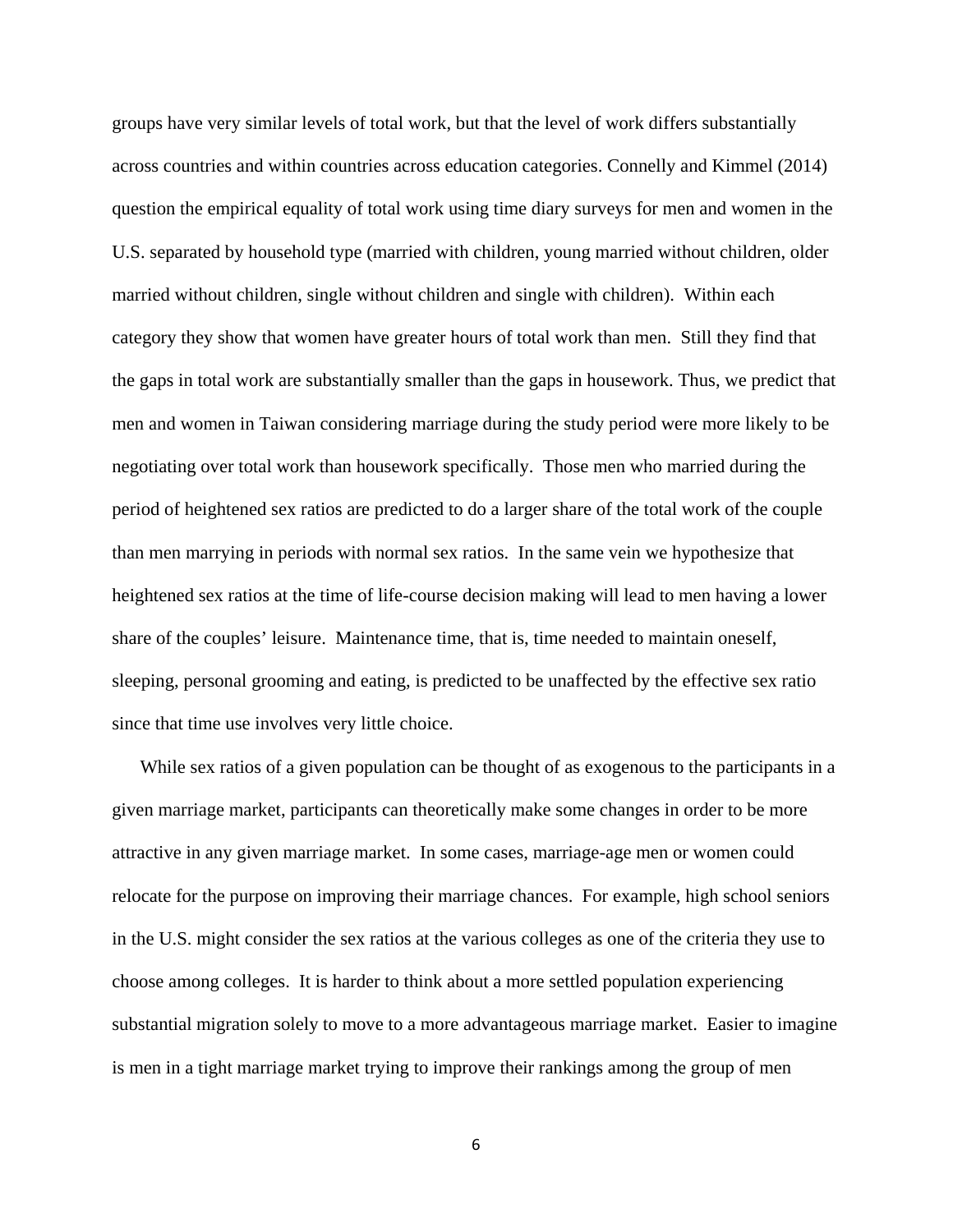groups have very similar levels of total work, but that the level of work differs substantially across countries and within countries across education categories. Connelly and Kimmel (2014) question the empirical equality of total work using time diary surveys for men and women in the U.S. separated by household type (married with children, young married without children, older married without children, single without children and single with children). Within each category they show that women have greater hours of total work than men. Still they find that the gaps in total work are substantially smaller than the gaps in housework. Thus, we predict that men and women in Taiwan considering marriage during the study period were more likely to be negotiating over total work than housework specifically. Those men who married during the period of heightened sex ratios are predicted to do a larger share of the total work of the couple than men marrying in periods with normal sex ratios. In the same vein we hypothesize that heightened sex ratios at the time of life-course decision making will lead to men having a lower share of the couples' leisure. Maintenance time, that is, time needed to maintain oneself, sleeping, personal grooming and eating, is predicted to be unaffected by the effective sex ratio since that time use involves very little choice.

While sex ratios of a given population can be thought of as exogenous to the participants in a given marriage market, participants can theoretically make some changes in order to be more attractive in any given marriage market. In some cases, marriage-age men or women could relocate for the purpose on improving their marriage chances. For example, high school seniors in the U.S. might consider the sex ratios at the various colleges as one of the criteria they use to choose among colleges. It is harder to think about a more settled population experiencing substantial migration solely to move to a more advantageous marriage market. Easier to imagine is men in a tight marriage market trying to improve their rankings among the group of men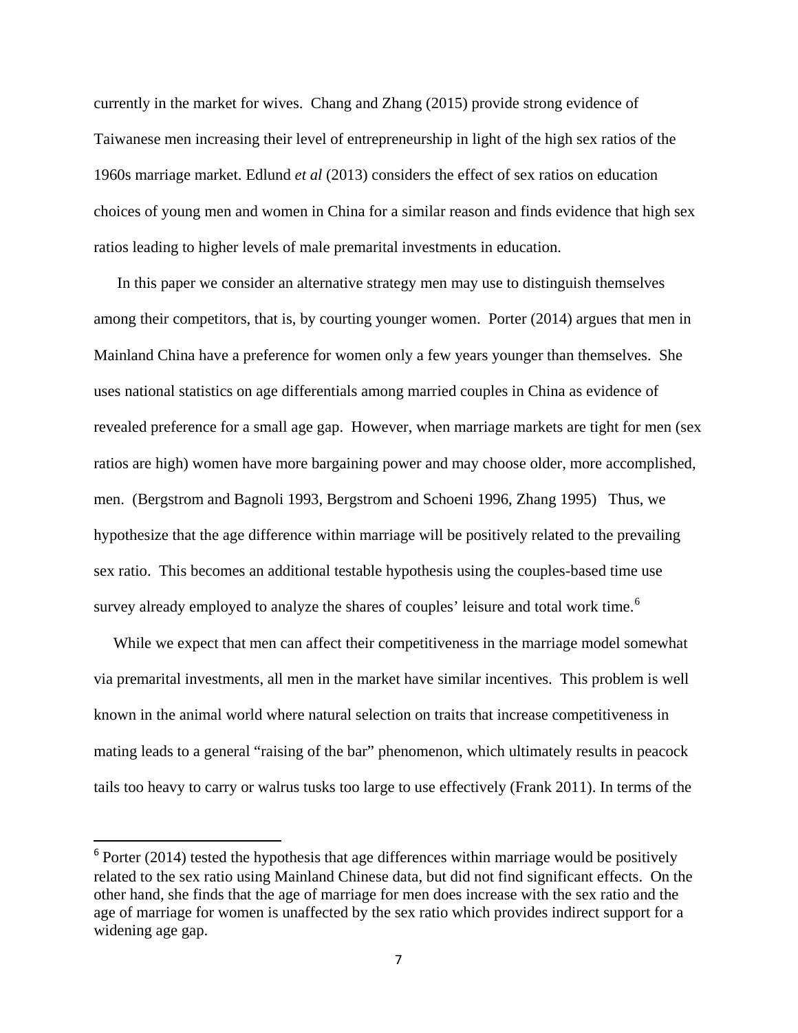currently in the market for wives. Chang and Zhang (2015) provide strong evidence of Taiwanese men increasing their level of entrepreneurship in light of the high sex ratios of the 1960s marriage market. Edlund *et al* (2013) considers the effect of sex ratios on education choices of young men and women in China for a similar reason and finds evidence that high sex ratios leading to higher levels of male premarital investments in education.

In this paper we consider an alternative strategy men may use to distinguish themselves among their competitors, that is, by courting younger women. Porter (2014) argues that men in Mainland China have a preference for women only a few years younger than themselves. She uses national statistics on age differentials among married couples in China as evidence of revealed preference for a small age gap. However, when marriage markets are tight for men (sex ratios are high) women have more bargaining power and may choose older, more accomplished, men. (Bergstrom and Bagnoli 1993, Bergstrom and Schoeni 1996, Zhang 1995) Thus, we hypothesize that the age difference within marriage will be positively related to the prevailing sex ratio. This becomes an additional testable hypothesis using the couples-based time use survey already employed to analyze the shares of couples' leisure and total work time.[6]

While we expect that men can affect their competitiveness in the marriage model somewhat via premarital investments, all men in the market have similar incentives. This problem is well known in the animal world where natural selection on traits that increase competitiveness in mating leads to a general "raising of the bar" phenomenon, which ultimately results in peacock tails too heavy to carry or walrus tusks too large to use effectively (Frank 2011). In terms of the

[6] Porter (2014) tested the hypothesis that age differences within marriage would be positively related to the sex ratio using Mainland Chinese data, but did not find significant effects. On the other hand, she finds that the age of marriage for men does increase with the sex ratio and the age of marriage for women is unaffected by the sex ratio which provides indirect support for a widening age gap.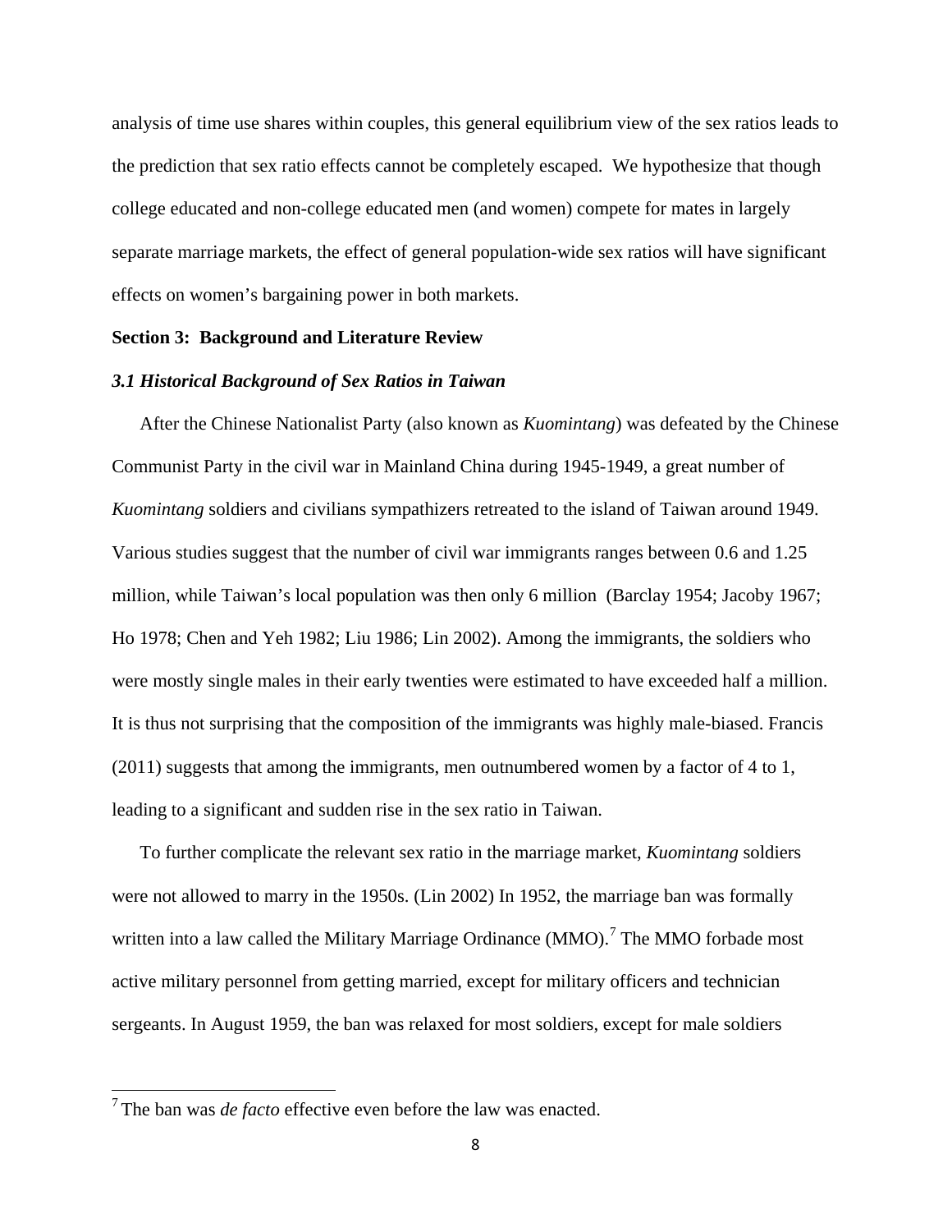analysis of time use shares within couples, this general equilibrium view of the sex ratios leads to the prediction that sex ratio effects cannot be completely escaped. We hypothesize that though college educated and non-college educated men (and women) compete for mates in largely separate marriage markets, the effect of general population-wide sex ratios will have significant effects on women's bargaining power in both markets.

## Section 3: Background and Literature Review

### *3.1 Historical Background of Sex Ratios in Taiwan*

After the Chinese Nationalist Party (also known as *Kuomintang*) was defeated by the Chinese Communist Party in the civil war in Mainland China during 1945-1949, a great number of *Kuomintang* soldiers and civilians sympathizers retreated to the island of Taiwan around 1949. Various studies suggest that the number of civil war immigrants ranges between 0.6 and 1.25 million, while Taiwan's local population was then only 6 million (Barclay 1954; Jacoby 1967; Ho 1978; Chen and Yeh 1982; Liu 1986; Lin 2002). Among the immigrants, the soldiers who were mostly single males in their early twenties were estimated to have exceeded half a million. It is thus not surprising that the composition of the immigrants was highly male-biased. Francis (2011) suggests that among the immigrants, men outnumbered women by a factor of 4 to 1, leading to a significant and sudden rise in the sex ratio in Taiwan.

To further complicate the relevant sex ratio in the marriage market, *Kuomintang* soldiers were not allowed to marry in the 1950s. (Lin 2002) In 1952, the marriage ban was formally written into a law called the Military Marriage Ordinance (MMO).[7] The MMO forbade most active military personnel from getting married, except for military officers and technician sergeants. In August 1959, the ban was relaxed for most soldiers, except for male soldiers

[7] The ban was *de facto* effective even before the law was enacted.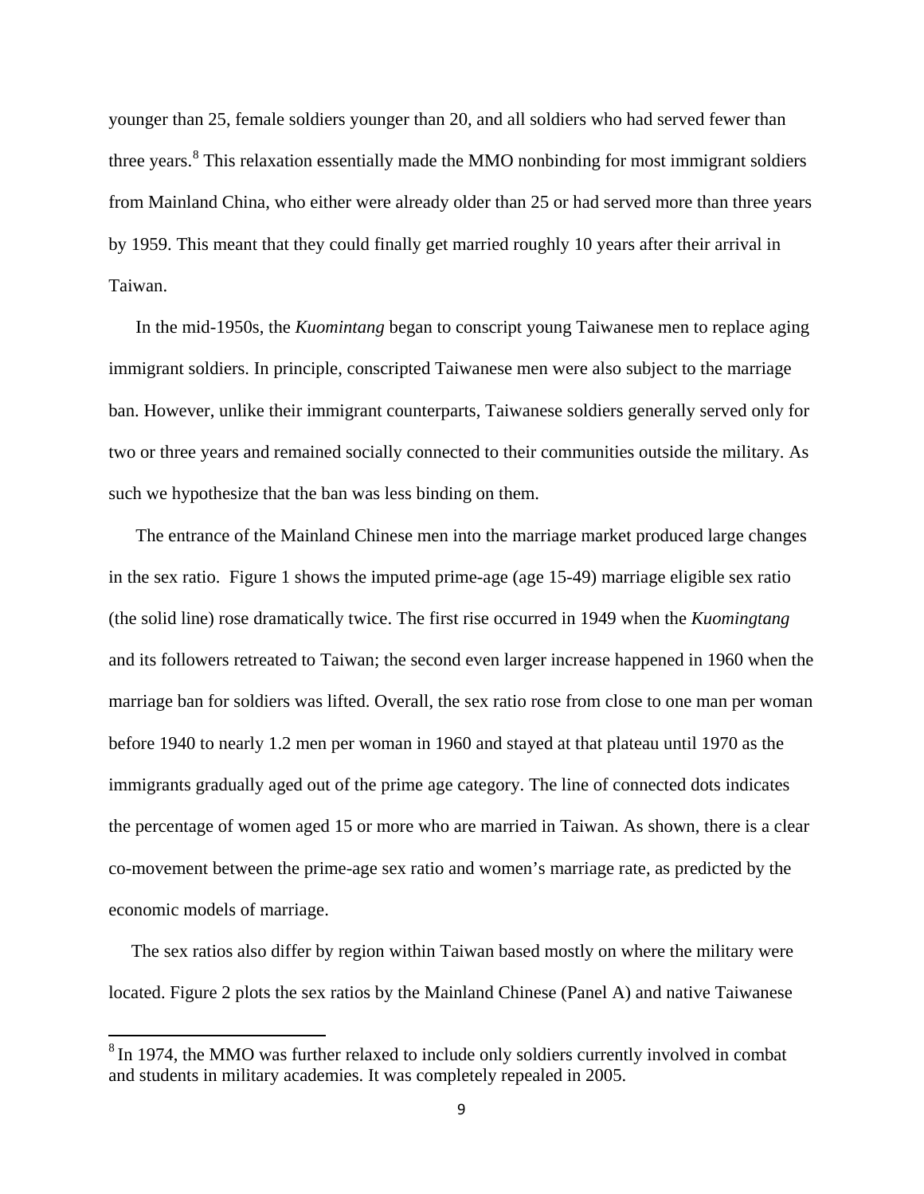younger than 25, female soldiers younger than 20, and all soldiers who had served fewer than three years.[8] This relaxation essentially made the MMO nonbinding for most immigrant soldiers from Mainland China, who either were already older than 25 or had served more than three years by 1959. This meant that they could finally get married roughly 10 years after their arrival in Taiwan.

In the mid-1950s, the *Kuomintang* began to conscript young Taiwanese men to replace aging immigrant soldiers. In principle, conscripted Taiwanese men were also subject to the marriage ban. However, unlike their immigrant counterparts, Taiwanese soldiers generally served only for two or three years and remained socially connected to their communities outside the military. As such we hypothesize that the ban was less binding on them.

The entrance of the Mainland Chinese men into the marriage market produced large changes in the sex ratio. Figure 1 shows the imputed prime-age (age 15-49) marriage eligible sex ratio (the solid line) rose dramatically twice. The first rise occurred in 1949 when the *Kuomingtang* and its followers retreated to Taiwan; the second even larger increase happened in 1960 when the marriage ban for soldiers was lifted. Overall, the sex ratio rose from close to one man per woman before 1940 to nearly 1.2 men per woman in 1960 and stayed at that plateau until 1970 as the immigrants gradually aged out of the prime age category. The line of connected dots indicates the percentage of women aged 15 or more who are married in Taiwan. As shown, there is a clear co-movement between the prime-age sex ratio and women's marriage rate, as predicted by the economic models of marriage.

The sex ratios also differ by region within Taiwan based mostly on where the military were located. Figure 2 plots the sex ratios by the Mainland Chinese (Panel A) and native Taiwanese

[8] In 1974, the MMO was further relaxed to include only soldiers currently involved in combat and students in military academies. It was completely repealed in 2005.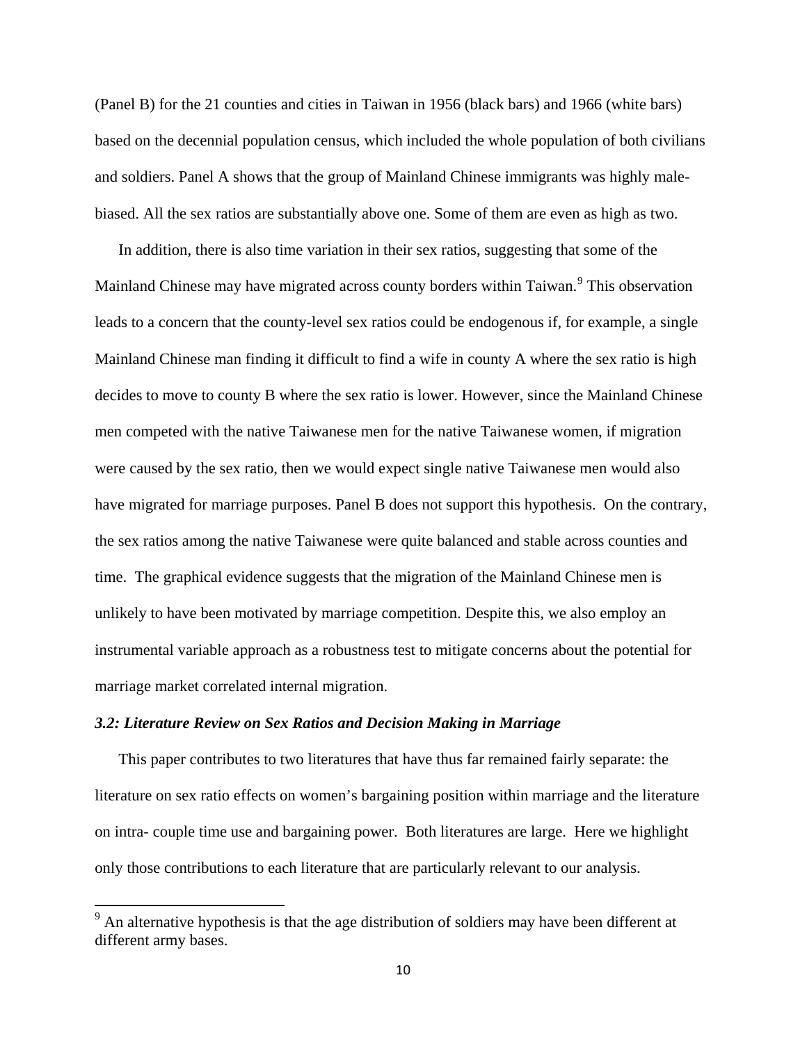(Panel B) for the 21 counties and cities in Taiwan in 1956 (black bars) and 1966 (white bars) based on the decennial population census, which included the whole population of both civilians and soldiers. Panel A shows that the group of Mainland Chinese immigrants was highly male-biased. All the sex ratios are substantially above one. Some of them are even as high as two.

In addition, there is also time variation in their sex ratios, suggesting that some of the Mainland Chinese may have migrated across county borders within Taiwan.[9] This observation leads to a concern that the county-level sex ratios could be endogenous if, for example, a single Mainland Chinese man finding it difficult to find a wife in county A where the sex ratio is high decides to move to county B where the sex ratio is lower. However, since the Mainland Chinese men competed with the native Taiwanese men for the native Taiwanese women, if migration were caused by the sex ratio, then we would expect single native Taiwanese men would also have migrated for marriage purposes. Panel B does not support this hypothesis. On the contrary, the sex ratios among the native Taiwanese were quite balanced and stable across counties and time. The graphical evidence suggests that the migration of the Mainland Chinese men is unlikely to have been motivated by marriage competition. Despite this, we also employ an instrumental variable approach as a robustness test to mitigate concerns about the potential for marriage market correlated internal migration.

### *3.2: Literature Review on Sex Ratios and Decision Making in Marriage*

This paper contributes to two literatures that have thus far remained fairly separate: the literature on sex ratio effects on women's bargaining position within marriage and the literature on intra- couple time use and bargaining power. Both literatures are large. Here we highlight only those contributions to each literature that are particularly relevant to our analysis.

[9] An alternative hypothesis is that the age distribution of soldiers may have been different at different army bases.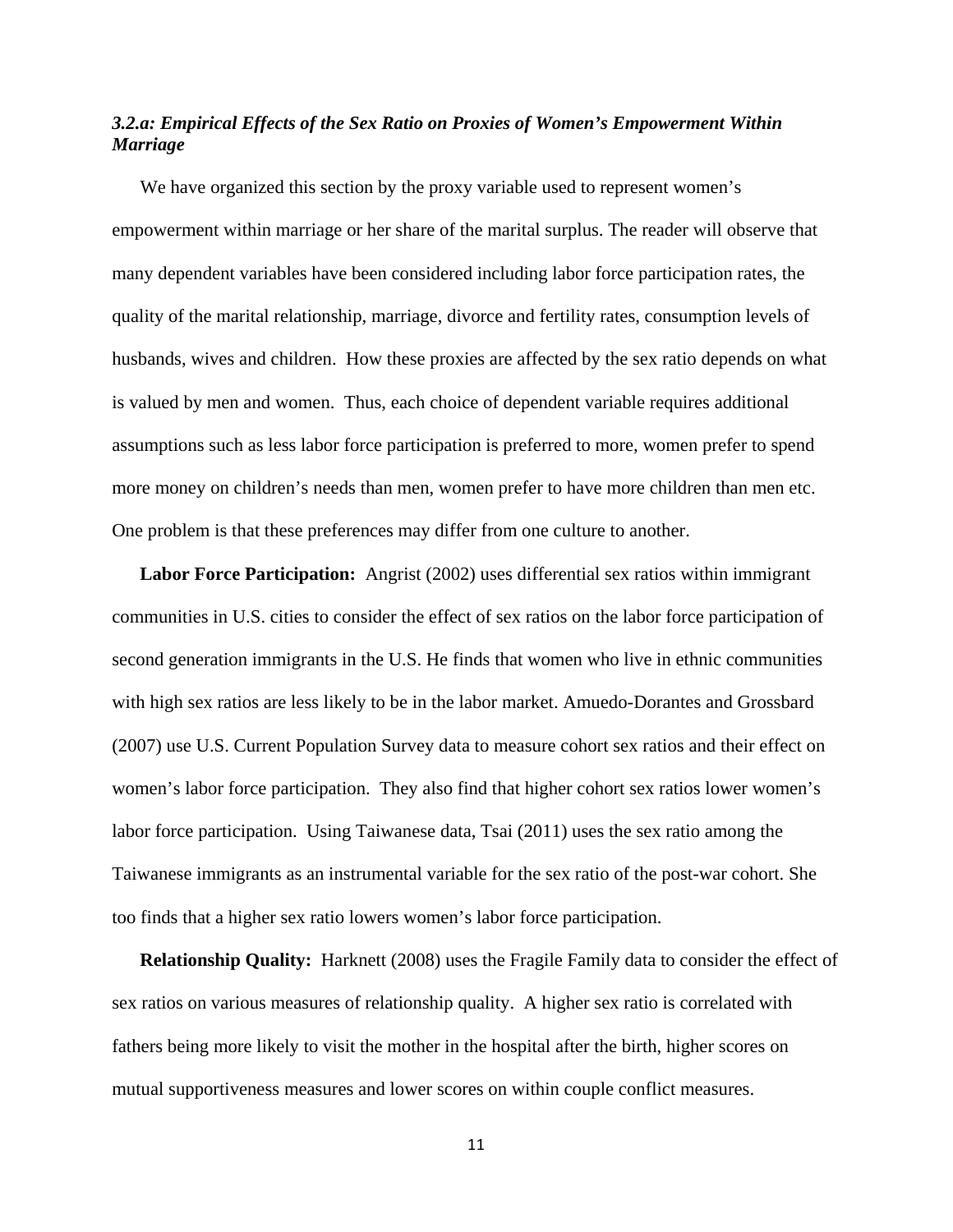### *3.2.a: Empirical Effects of the Sex Ratio on Proxies of Women's Empowerment Within Marriage*

We have organized this section by the proxy variable used to represent women's empowerment within marriage or her share of the marital surplus. The reader will observe that many dependent variables have been considered including labor force participation rates, the quality of the marital relationship, marriage, divorce and fertility rates, consumption levels of husbands, wives and children. How these proxies are affected by the sex ratio depends on what is valued by men and women. Thus, each choice of dependent variable requires additional assumptions such as less labor force participation is preferred to more, women prefer to spend more money on children's needs than men, women prefer to have more children than men etc. One problem is that these preferences may differ from one culture to another.

**Labor Force Participation:** Angrist (2002) uses differential sex ratios within immigrant communities in U.S. cities to consider the effect of sex ratios on the labor force participation of second generation immigrants in the U.S. He finds that women who live in ethnic communities with high sex ratios are less likely to be in the labor market. Amuedo-Dorantes and Grossbard (2007) use U.S. Current Population Survey data to measure cohort sex ratios and their effect on women's labor force participation. They also find that higher cohort sex ratios lower women's labor force participation. Using Taiwanese data, Tsai (2011) uses the sex ratio among the Taiwanese immigrants as an instrumental variable for the sex ratio of the post-war cohort. She too finds that a higher sex ratio lowers women's labor force participation.

**Relationship Quality:** Harknett (2008) uses the Fragile Family data to consider the effect of sex ratios on various measures of relationship quality. A higher sex ratio is correlated with fathers being more likely to visit the mother in the hospital after the birth, higher scores on mutual supportiveness measures and lower scores on within couple conflict measures.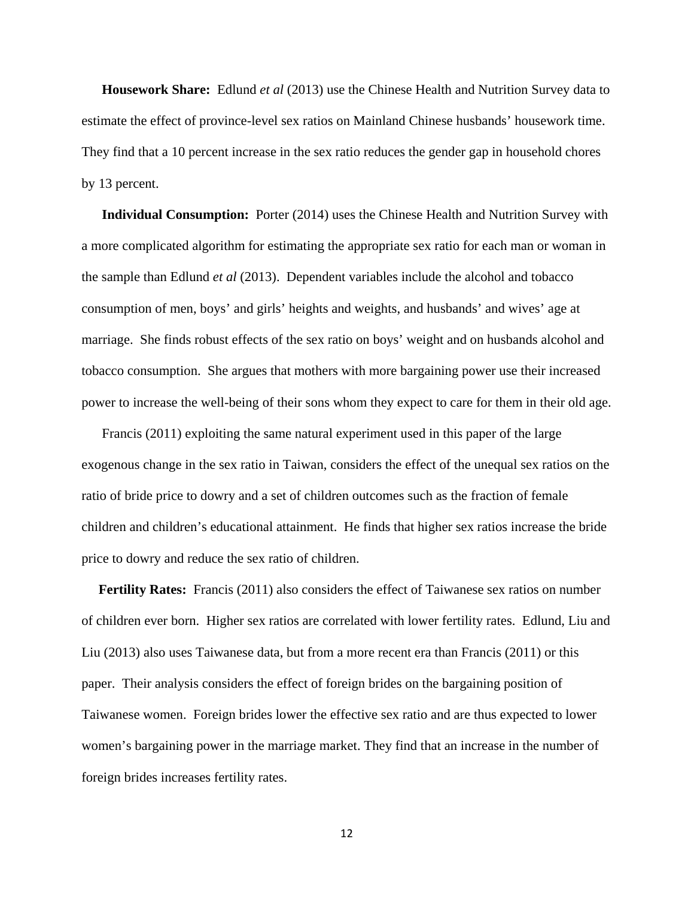**Housework Share:** Edlund *et al* (2013) use the Chinese Health and Nutrition Survey data to estimate the effect of province-level sex ratios on Mainland Chinese husbands' housework time. They find that a 10 percent increase in the sex ratio reduces the gender gap in household chores by 13 percent.

**Individual Consumption:** Porter (2014) uses the Chinese Health and Nutrition Survey with a more complicated algorithm for estimating the appropriate sex ratio for each man or woman in the sample than Edlund *et al* (2013). Dependent variables include the alcohol and tobacco consumption of men, boys' and girls' heights and weights, and husbands' and wives' age at marriage. She finds robust effects of the sex ratio on boys' weight and on husbands alcohol and tobacco consumption. She argues that mothers with more bargaining power use their increased power to increase the well-being of their sons whom they expect to care for them in their old age.

Francis (2011) exploiting the same natural experiment used in this paper of the large exogenous change in the sex ratio in Taiwan, considers the effect of the unequal sex ratios on the ratio of bride price to dowry and a set of children outcomes such as the fraction of female children and children's educational attainment. He finds that higher sex ratios increase the bride price to dowry and reduce the sex ratio of children.

**Fertility Rates:** Francis (2011) also considers the effect of Taiwanese sex ratios on number of children ever born. Higher sex ratios are correlated with lower fertility rates. Edlund, Liu and Liu (2013) also uses Taiwanese data, but from a more recent era than Francis (2011) or this paper. Their analysis considers the effect of foreign brides on the bargaining position of Taiwanese women. Foreign brides lower the effective sex ratio and are thus expected to lower women's bargaining power in the marriage market. They find that an increase in the number of foreign brides increases fertility rates.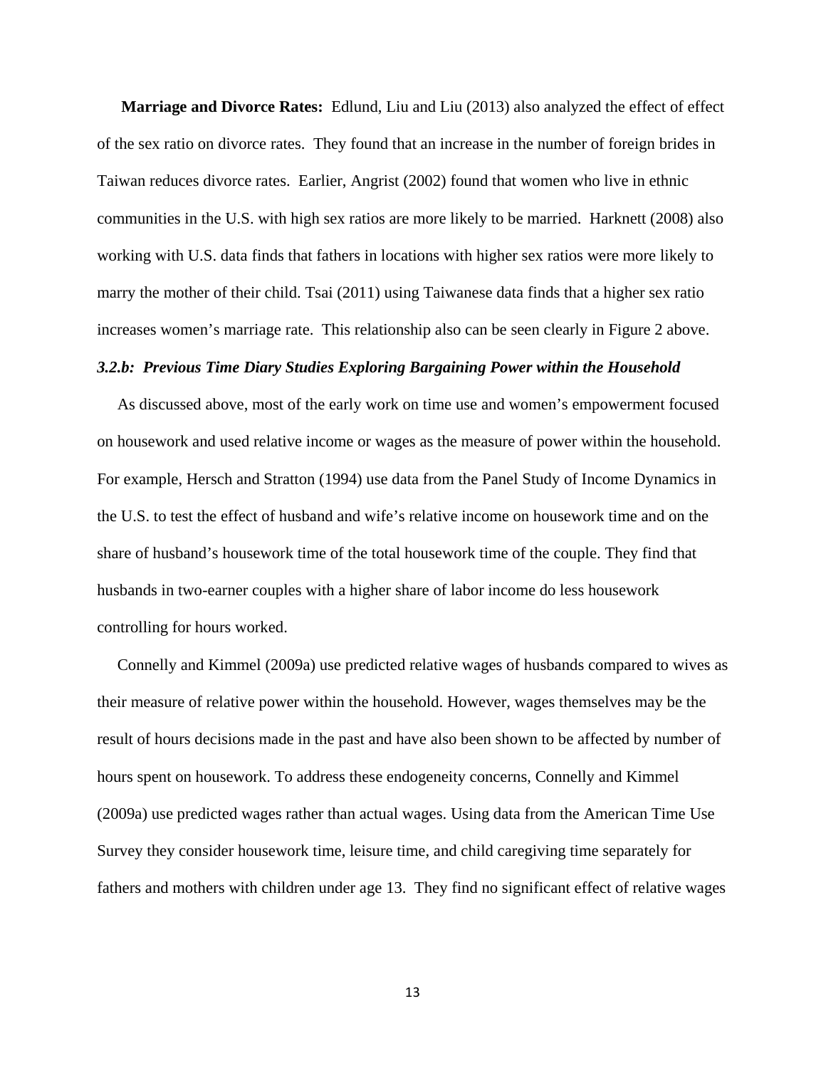**Marriage and Divorce Rates:** Edlund, Liu and Liu (2013) also analyzed the effect of effect of the sex ratio on divorce rates. They found that an increase in the number of foreign brides in Taiwan reduces divorce rates. Earlier, Angrist (2002) found that women who live in ethnic communities in the U.S. with high sex ratios are more likely to be married. Harknett (2008) also working with U.S. data finds that fathers in locations with higher sex ratios were more likely to marry the mother of their child. Tsai (2011) using Taiwanese data finds that a higher sex ratio increases women's marriage rate. This relationship also can be seen clearly in Figure 2 above.

### *3.2.b: Previous Time Diary Studies Exploring Bargaining Power within the Household*

As discussed above, most of the early work on time use and women's empowerment focused on housework and used relative income or wages as the measure of power within the household. For example, Hersch and Stratton (1994) use data from the Panel Study of Income Dynamics in the U.S. to test the effect of husband and wife's relative income on housework time and on the share of husband's housework time of the total housework time of the couple. They find that husbands in two-earner couples with a higher share of labor income do less housework controlling for hours worked.

Connelly and Kimmel (2009a) use predicted relative wages of husbands compared to wives as their measure of relative power within the household. However, wages themselves may be the result of hours decisions made in the past and have also been shown to be affected by number of hours spent on housework. To address these endogeneity concerns, Connelly and Kimmel (2009a) use predicted wages rather than actual wages. Using data from the American Time Use Survey they consider housework time, leisure time, and child caregiving time separately for fathers and mothers with children under age 13. They find no significant effect of relative wages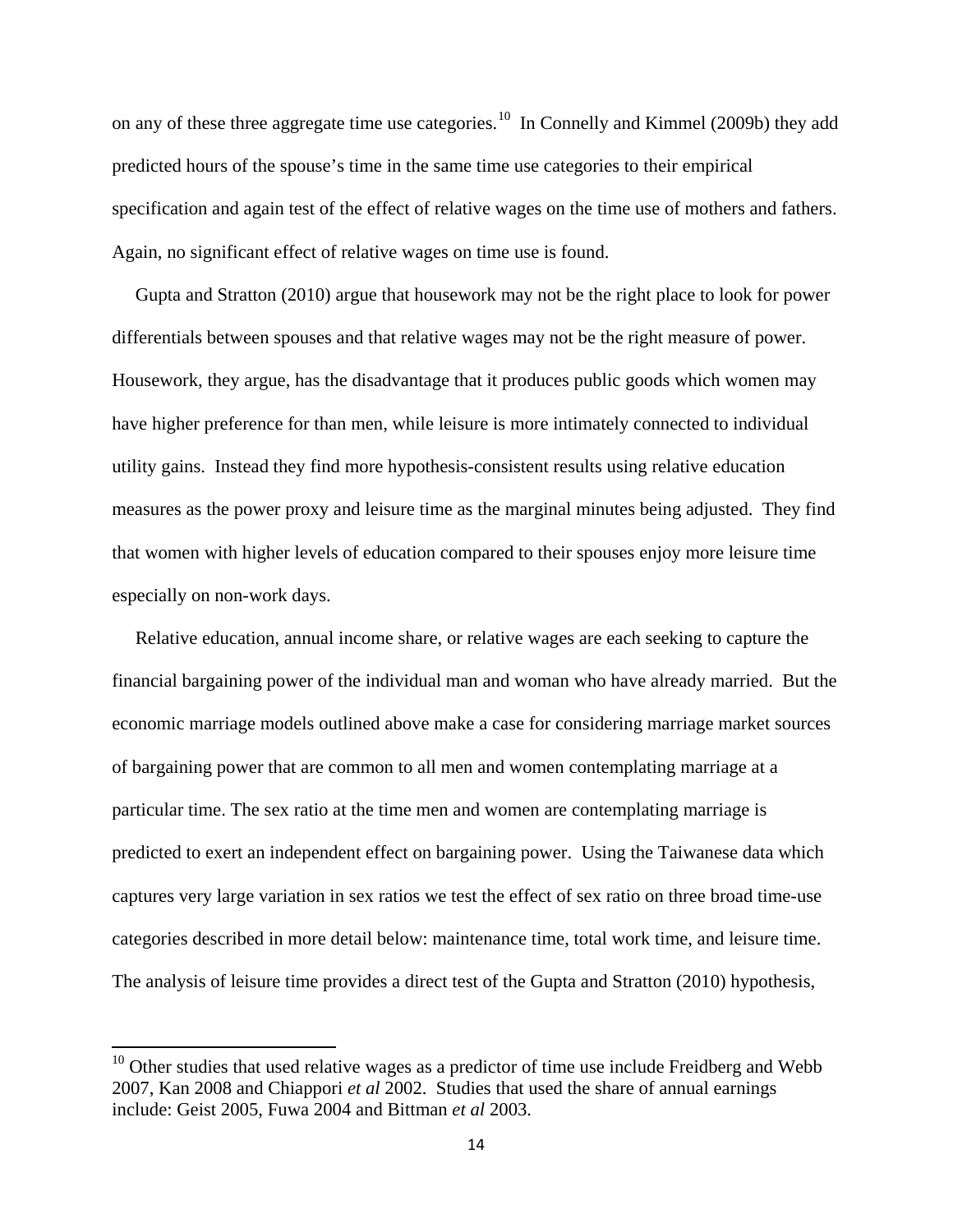on any of these three aggregate time use categories.[10] In Connelly and Kimmel (2009b) they add predicted hours of the spouse's time in the same time use categories to their empirical specification and again test of the effect of relative wages on the time use of mothers and fathers. Again, no significant effect of relative wages on time use is found.

Gupta and Stratton (2010) argue that housework may not be the right place to look for power differentials between spouses and that relative wages may not be the right measure of power. Housework, they argue, has the disadvantage that it produces public goods which women may have higher preference for than men, while leisure is more intimately connected to individual utility gains. Instead they find more hypothesis-consistent results using relative education measures as the power proxy and leisure time as the marginal minutes being adjusted. They find that women with higher levels of education compared to their spouses enjoy more leisure time especially on non-work days.

Relative education, annual income share, or relative wages are each seeking to capture the financial bargaining power of the individual man and woman who have already married. But the economic marriage models outlined above make a case for considering marriage market sources of bargaining power that are common to all men and women contemplating marriage at a particular time. The sex ratio at the time men and women are contemplating marriage is predicted to exert an independent effect on bargaining power. Using the Taiwanese data which captures very large variation in sex ratios we test the effect of sex ratio on three broad time-use categories described in more detail below: maintenance time, total work time, and leisure time. The analysis of leisure time provides a direct test of the Gupta and Stratton (2010) hypothesis,

[10] Other studies that used relative wages as a predictor of time use include Freidberg and Webb 2007, Kan 2008 and Chiappori *et al* 2002. Studies that used the share of annual earnings include: Geist 2005, Fuwa 2004 and Bittman *et al* 2003.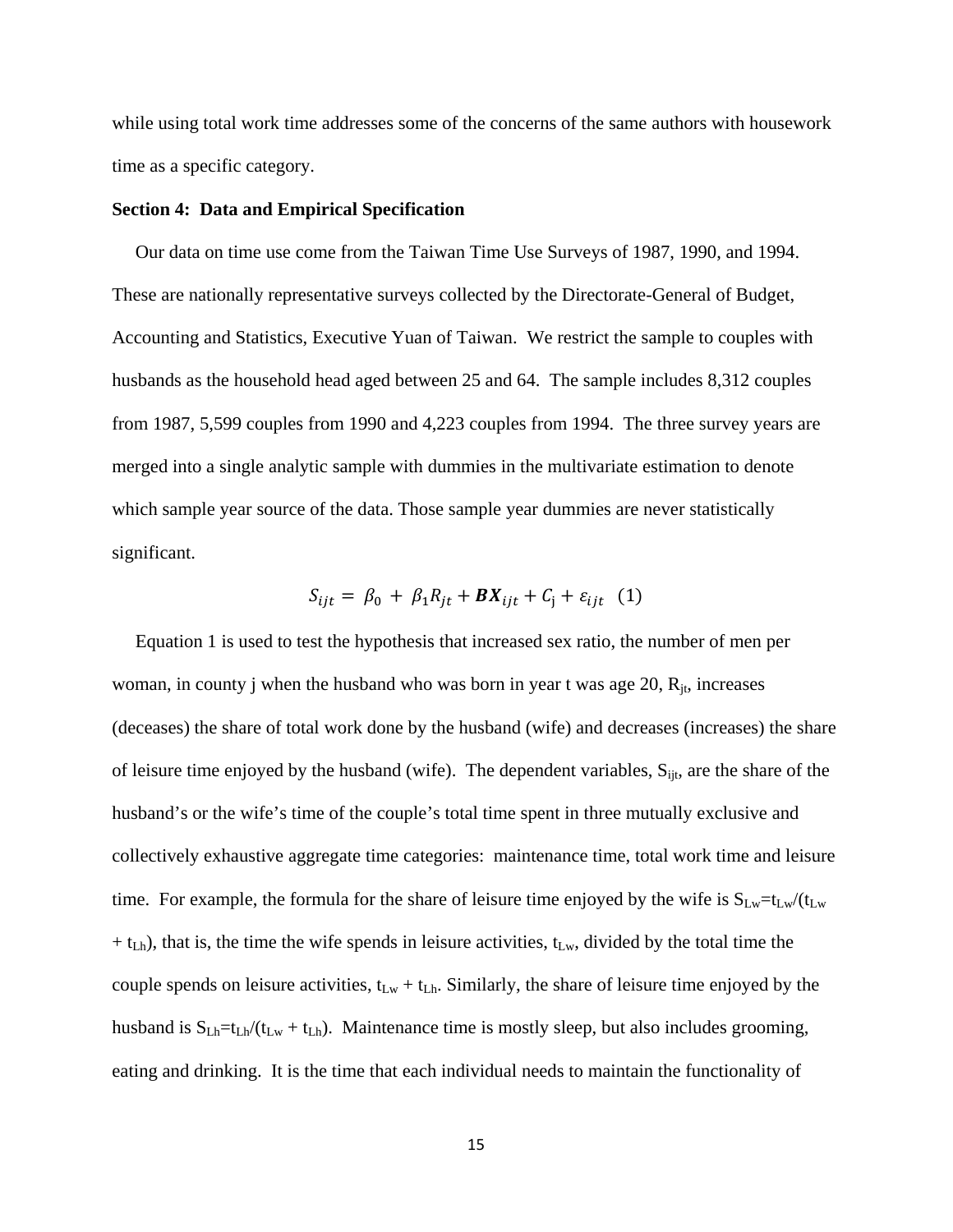while using total work time addresses some of the concerns of the same authors with housework time as a specific category.

**Section 4: Data and Empirical Specification**

Our data on time use come from the Taiwan Time Use Surveys of 1987, 1990, and 1994. These are nationally representative surveys collected by the Directorate-General of Budget, Accounting and Statistics, Executive Yuan of Taiwan. We restrict the sample to couples with husbands as the household head aged between 25 and 64. The sample includes 8,312 couples from 1987, 5,599 couples from 1990 and 4,223 couples from 1994. The three survey years are merged into a single analytic sample with dummies in the multivariate estimation to denote which sample year source of the data. Those sample year dummies are never statistically significant.

$$S_{ijt} = \beta_0 + \beta_1 R_{jt} + \boldsymbol{BX}_{ijt} + C_{\mathrm{j}} + \varepsilon_{ijt} \quad (1)$$

Equation 1 is used to test the hypothesis that increased sex ratio, the number of men per woman, in county j when the husband who was born in year t was age 20, $R_{jt}$, increases (deceases) the share of total work done by the husband (wife) and decreases (increases) the share of leisure time enjoyed by the husband (wife). The dependent variables, $S_{ijt}$, are the share of the husband's or the wife's time of the couple's total time spent in three mutually exclusive and collectively exhaustive aggregate time categories: maintenance time, total work time and leisure time. For example, the formula for the share of leisure time enjoyed by the wife is $S_{Lw}=t_{Lw}/(t_{Lw} + t_{Lh})$, that is, the time the wife spends in leisure activities, $t_{Lw}$, divided by the total time the couple spends on leisure activities, $t_{Lw} + t_{Lh}$. Similarly, the share of leisure time enjoyed by the husband is $S_{Lh}=t_{Lh}/(t_{Lw} + t_{Lh})$. Maintenance time is mostly sleep, but also includes grooming, eating and drinking. It is the time that each individual needs to maintain the functionality of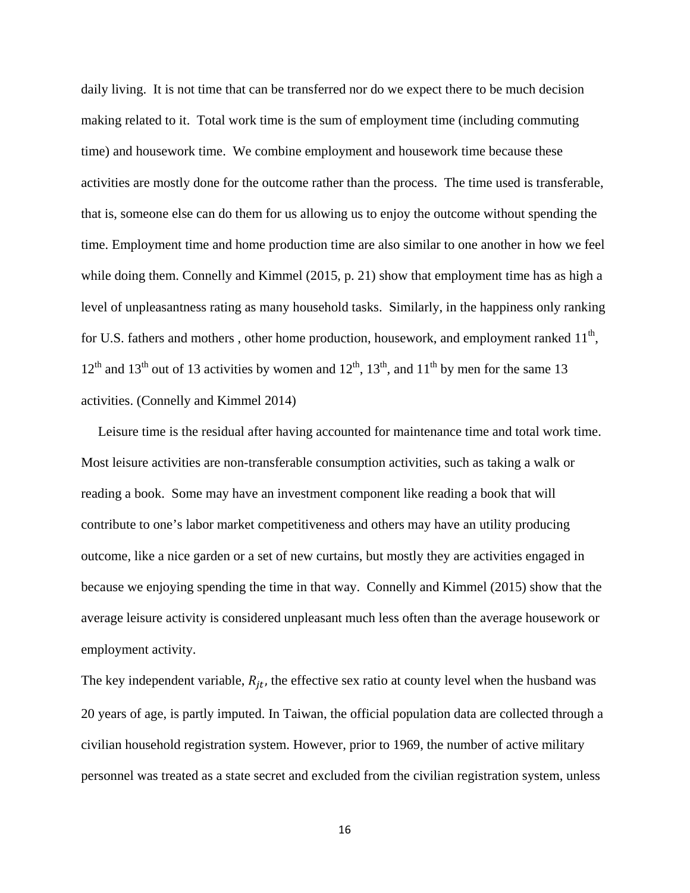daily living. It is not time that can be transferred nor do we expect there to be much decision making related to it. Total work time is the sum of employment time (including commuting time) and housework time. We combine employment and housework time because these activities are mostly done for the outcome rather than the process. The time used is transferable, that is, someone else can do them for us allowing us to enjoy the outcome without spending the time. Employment time and home production time are also similar to one another in how we feel while doing them. Connelly and Kimmel (2015, p. 21) show that employment time has as high a level of unpleasantness rating as many household tasks. Similarly, in the happiness only ranking for U.S. fathers and mothers , other home production, housework, and employment ranked 11$^{th}$, 12$^{th}$ and 13$^{th}$ out of 13 activities by women and 12$^{th}$, 13$^{th}$, and 11$^{th}$ by men for the same 13 activities. (Connelly and Kimmel 2014)

Leisure time is the residual after having accounted for maintenance time and total work time. Most leisure activities are non-transferable consumption activities, such as taking a walk or reading a book. Some may have an investment component like reading a book that will contribute to one's labor market competitiveness and others may have an utility producing outcome, like a nice garden or a set of new curtains, but mostly they are activities engaged in because we enjoying spending the time in that way. Connelly and Kimmel (2015) show that the average leisure activity is considered unpleasant much less often than the average housework or employment activity.

The key independent variable, $R_{jt}$, the effective sex ratio at county level when the husband was 20 years of age, is partly imputed. In Taiwan, the official population data are collected through a civilian household registration system. However, prior to 1969, the number of active military personnel was treated as a state secret and excluded from the civilian registration system, unless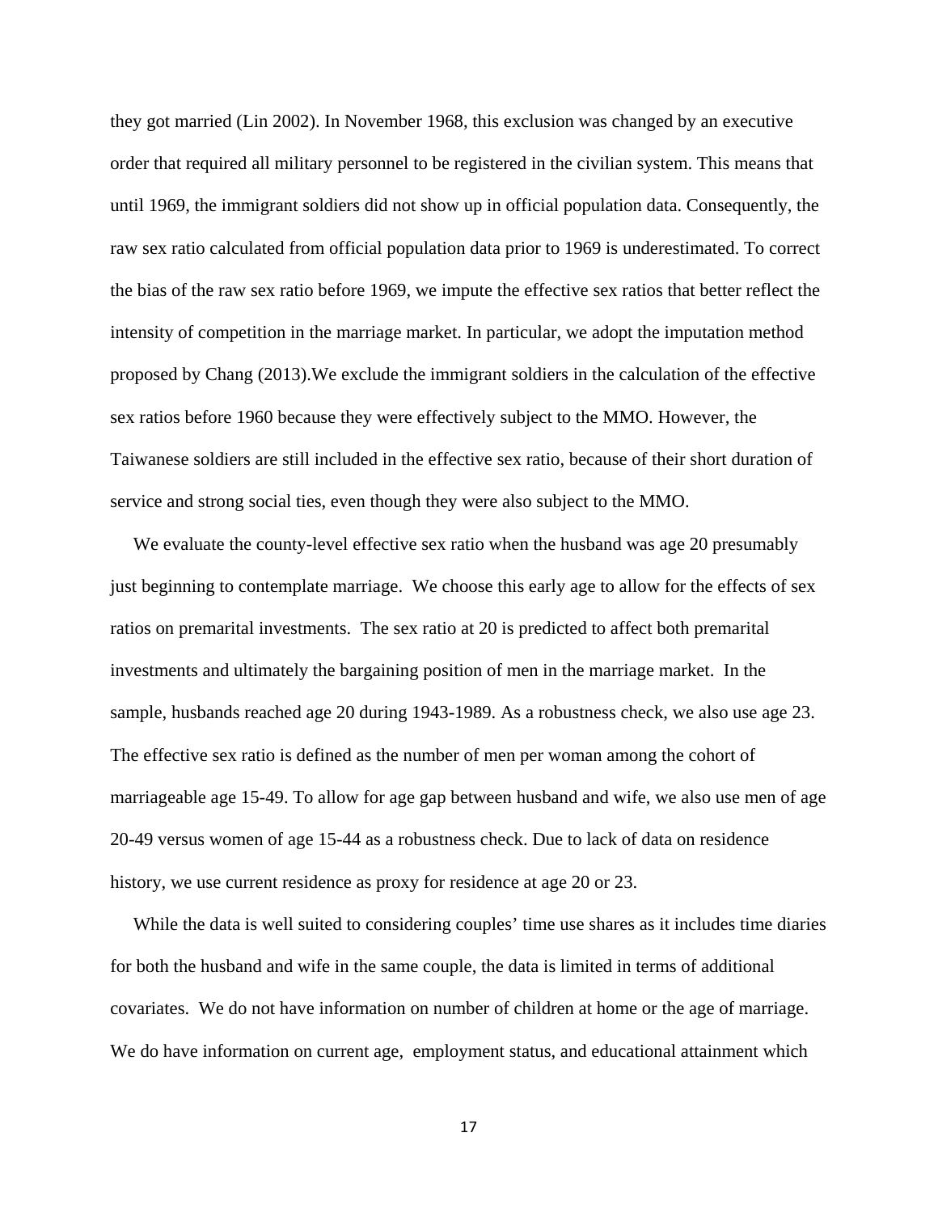they got married (Lin 2002). In November 1968, this exclusion was changed by an executive order that required all military personnel to be registered in the civilian system. This means that until 1969, the immigrant soldiers did not show up in official population data. Consequently, the raw sex ratio calculated from official population data prior to 1969 is underestimated. To correct the bias of the raw sex ratio before 1969, we impute the effective sex ratios that better reflect the intensity of competition in the marriage market. In particular, we adopt the imputation method proposed by Chang (2013).We exclude the immigrant soldiers in the calculation of the effective sex ratios before 1960 because they were effectively subject to the MMO. However, the Taiwanese soldiers are still included in the effective sex ratio, because of their short duration of service and strong social ties, even though they were also subject to the MMO.

We evaluate the county-level effective sex ratio when the husband was age 20 presumably just beginning to contemplate marriage. We choose this early age to allow for the effects of sex ratios on premarital investments. The sex ratio at 20 is predicted to affect both premarital investments and ultimately the bargaining position of men in the marriage market. In the sample, husbands reached age 20 during 1943-1989. As a robustness check, we also use age 23. The effective sex ratio is defined as the number of men per woman among the cohort of marriageable age 15-49. To allow for age gap between husband and wife, we also use men of age 20-49 versus women of age 15-44 as a robustness check. Due to lack of data on residence history, we use current residence as proxy for residence at age 20 or 23.

While the data is well suited to considering couples' time use shares as it includes time diaries for both the husband and wife in the same couple, the data is limited in terms of additional covariates. We do not have information on number of children at home or the age of marriage. We do have information on current age, employment status, and educational attainment which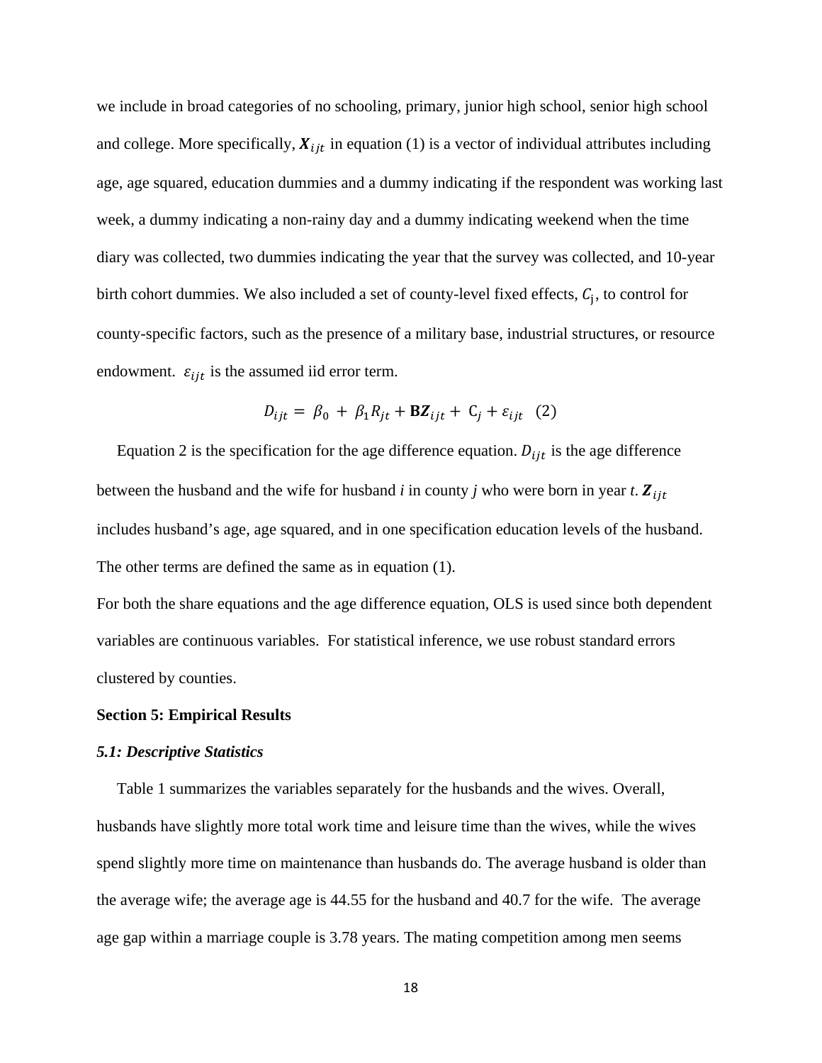we include in broad categories of no schooling, primary, junior high school, senior high school and college. More specifically, $\boldsymbol{X}_{ijt}$ in equation (1) is a vector of individual attributes including age, age squared, education dummies and a dummy indicating if the respondent was working last week, a dummy indicating a non-rainy day and a dummy indicating weekend when the time diary was collected, two dummies indicating the year that the survey was collected, and 10-year birth cohort dummies. We also included a set of county-level fixed effects, $C_{\mathrm{j}}$, to control for county-specific factors, such as the presence of a military base, industrial structures, or resource endowment. $\varepsilon_{ijt}$ is the assumed iid error term.

$$D_{ijt} = \beta_0 + \beta_1 R_{jt} + \mathbf{B}\boldsymbol{Z}_{ijt} + \mathrm{C}_j + \varepsilon_{ijt} \quad (2)$$

Equation 2 is the specification for the age difference equation. $D_{ijt}$ is the age difference between the husband and the wife for husband *i* in county *j* who were born in year *t*. $\boldsymbol{Z}_{ijt}$ includes husband's age, age squared, and in one specification education levels of the husband. The other terms are defined the same as in equation (1).

For both the share equations and the age difference equation, OLS is used since both dependent variables are continuous variables. For statistical inference, we use robust standard errors clustered by counties.

**Section 5: Empirical Results**

***5.1: Descriptive Statistics***

Table 1 summarizes the variables separately for the husbands and the wives. Overall, husbands have slightly more total work time and leisure time than the wives, while the wives spend slightly more time on maintenance than husbands do. The average husband is older than the average wife; the average age is 44.55 for the husband and 40.7 for the wife. The average age gap within a marriage couple is 3.78 years. The mating competition among men seems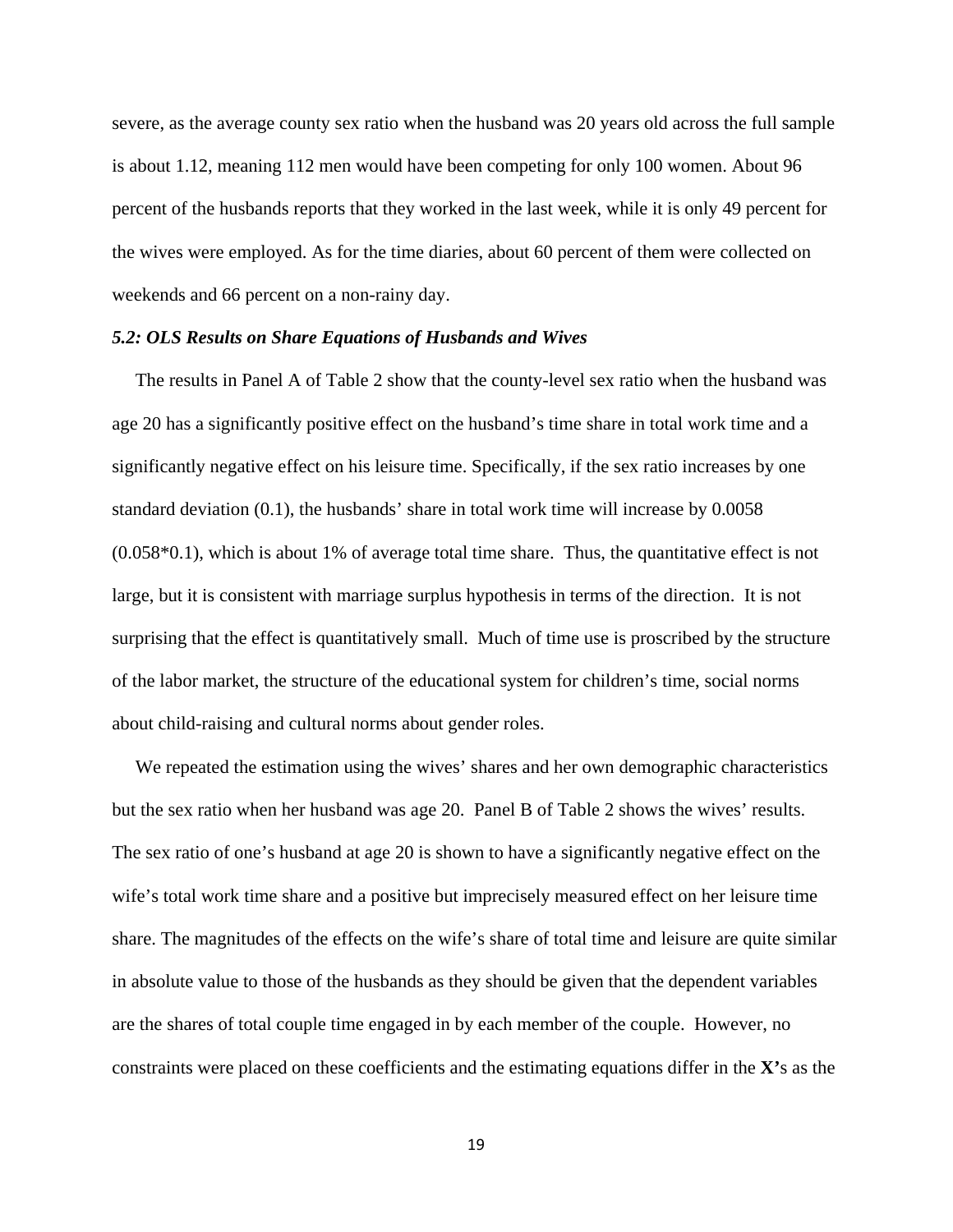severe, as the average county sex ratio when the husband was 20 years old across the full sample is about 1.12, meaning 112 men would have been competing for only 100 women. About 96 percent of the husbands reports that they worked in the last week, while it is only 49 percent for the wives were employed. As for the time diaries, about 60 percent of them were collected on weekends and 66 percent on a non-rainy day.

### *5.2: OLS Results on Share Equations of Husbands and Wives*

The results in Panel A of Table 2 show that the county-level sex ratio when the husband was age 20 has a significantly positive effect on the husband's time share in total work time and a significantly negative effect on his leisure time. Specifically, if the sex ratio increases by one standard deviation (0.1), the husbands' share in total work time will increase by 0.0058 (0.058*0.1), which is about 1% of average total time share. Thus, the quantitative effect is not large, but it is consistent with marriage surplus hypothesis in terms of the direction. It is not surprising that the effect is quantitatively small. Much of time use is proscribed by the structure of the labor market, the structure of the educational system for children's time, social norms about child-raising and cultural norms about gender roles.

We repeated the estimation using the wives' shares and her own demographic characteristics but the sex ratio when her husband was age 20. Panel B of Table 2 shows the wives' results. The sex ratio of one's husband at age 20 is shown to have a significantly negative effect on the wife's total work time share and a positive but imprecisely measured effect on her leisure time share. The magnitudes of the effects on the wife's share of total time and leisure are quite similar in absolute value to those of the husbands as they should be given that the dependent variables are the shares of total couple time engaged in by each member of the couple. However, no constraints were placed on these coefficients and the estimating equations differ in the **X'**s as the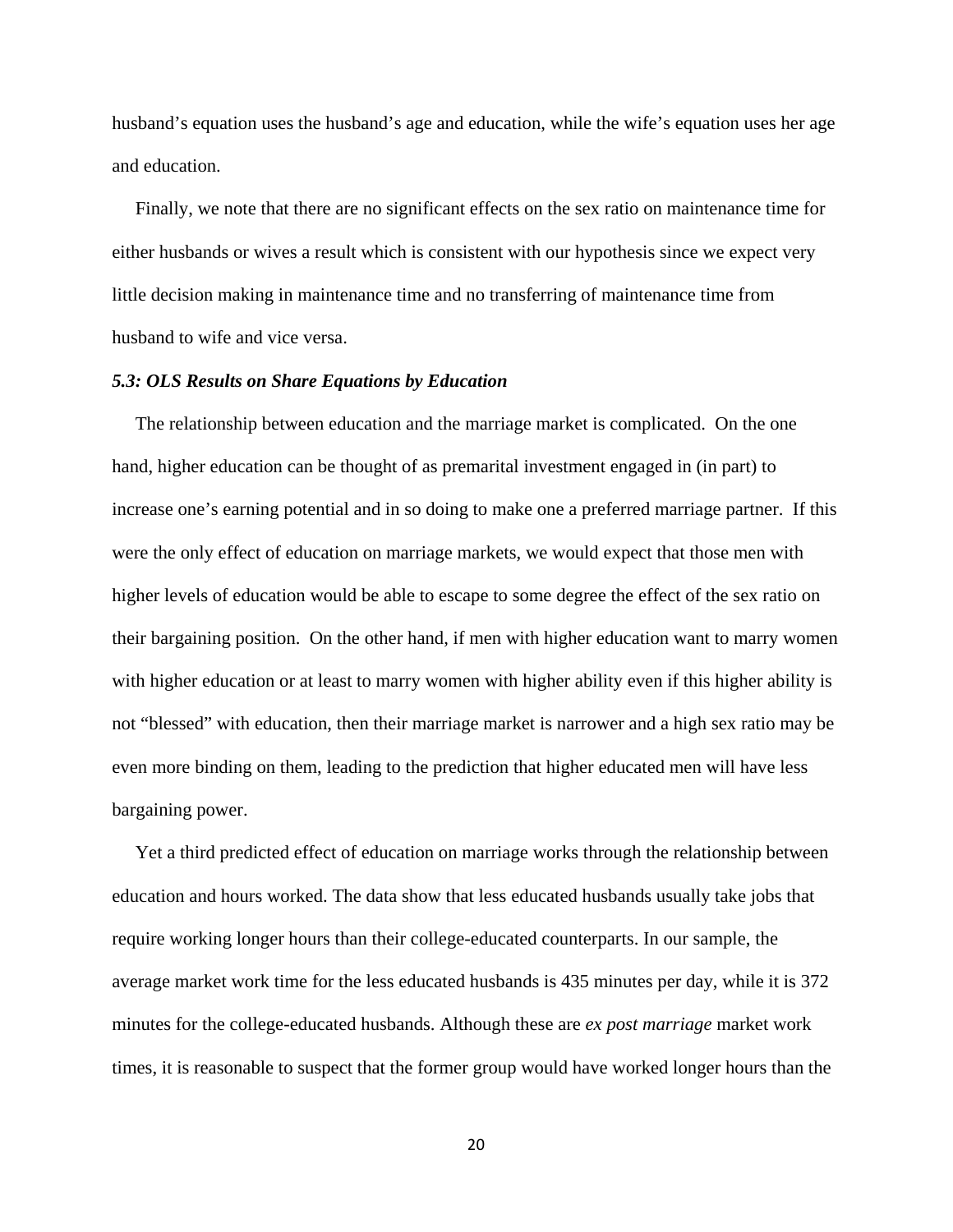husband's equation uses the husband's age and education, while the wife's equation uses her age and education.

Finally, we note that there are no significant effects on the sex ratio on maintenance time for either husbands or wives a result which is consistent with our hypothesis since we expect very little decision making in maintenance time and no transferring of maintenance time from husband to wife and vice versa.

### *5.3: OLS Results on Share Equations by Education*

The relationship between education and the marriage market is complicated. On the one hand, higher education can be thought of as premarital investment engaged in (in part) to increase one's earning potential and in so doing to make one a preferred marriage partner. If this were the only effect of education on marriage markets, we would expect that those men with higher levels of education would be able to escape to some degree the effect of the sex ratio on their bargaining position. On the other hand, if men with higher education want to marry women with higher education or at least to marry women with higher ability even if this higher ability is not "blessed" with education, then their marriage market is narrower and a high sex ratio may be even more binding on them, leading to the prediction that higher educated men will have less bargaining power.

Yet a third predicted effect of education on marriage works through the relationship between education and hours worked. The data show that less educated husbands usually take jobs that require working longer hours than their college-educated counterparts. In our sample, the average market work time for the less educated husbands is 435 minutes per day, while it is 372 minutes for the college-educated husbands. Although these are *ex post marriage* market work times, it is reasonable to suspect that the former group would have worked longer hours than the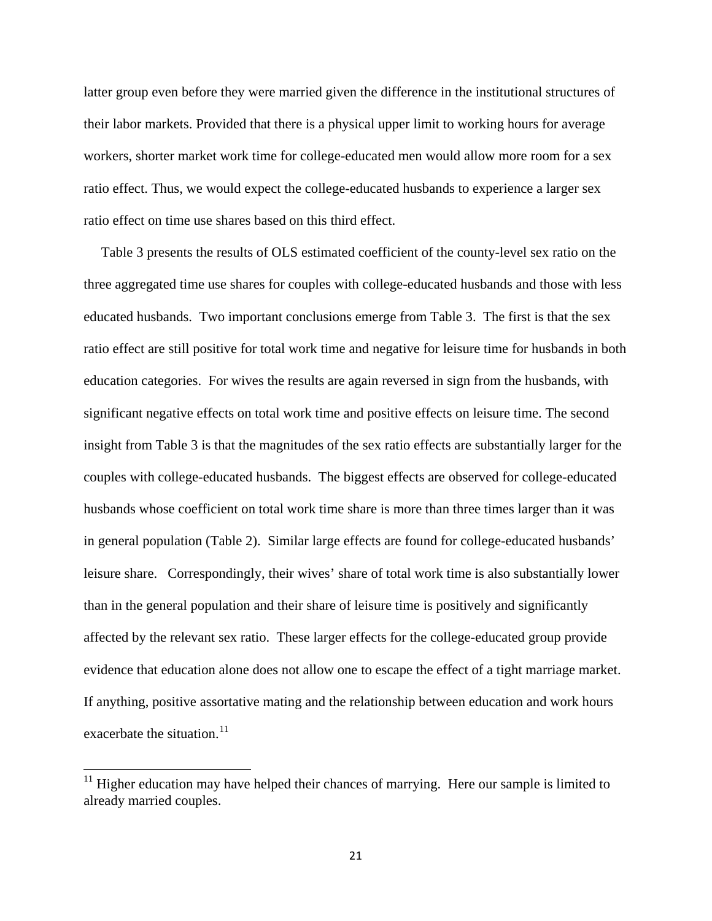latter group even before they were married given the difference in the institutional structures of their labor markets. Provided that there is a physical upper limit to working hours for average workers, shorter market work time for college-educated men would allow more room for a sex ratio effect. Thus, we would expect the college-educated husbands to experience a larger sex ratio effect on time use shares based on this third effect.

Table 3 presents the results of OLS estimated coefficient of the county-level sex ratio on the three aggregated time use shares for couples with college-educated husbands and those with less educated husbands. Two important conclusions emerge from Table 3. The first is that the sex ratio effect are still positive for total work time and negative for leisure time for husbands in both education categories. For wives the results are again reversed in sign from the husbands, with significant negative effects on total work time and positive effects on leisure time. The second insight from Table 3 is that the magnitudes of the sex ratio effects are substantially larger for the couples with college-educated husbands. The biggest effects are observed for college-educated husbands whose coefficient on total work time share is more than three times larger than it was in general population (Table 2). Similar large effects are found for college-educated husbands' leisure share. Correspondingly, their wives' share of total work time is also substantially lower than in the general population and their share of leisure time is positively and significantly affected by the relevant sex ratio. These larger effects for the college-educated group provide evidence that education alone does not allow one to escape the effect of a tight marriage market. If anything, positive assortative mating and the relationship between education and work hours exacerbate the situation.[11]

[11] Higher education may have helped their chances of marrying. Here our sample is limited to already married couples.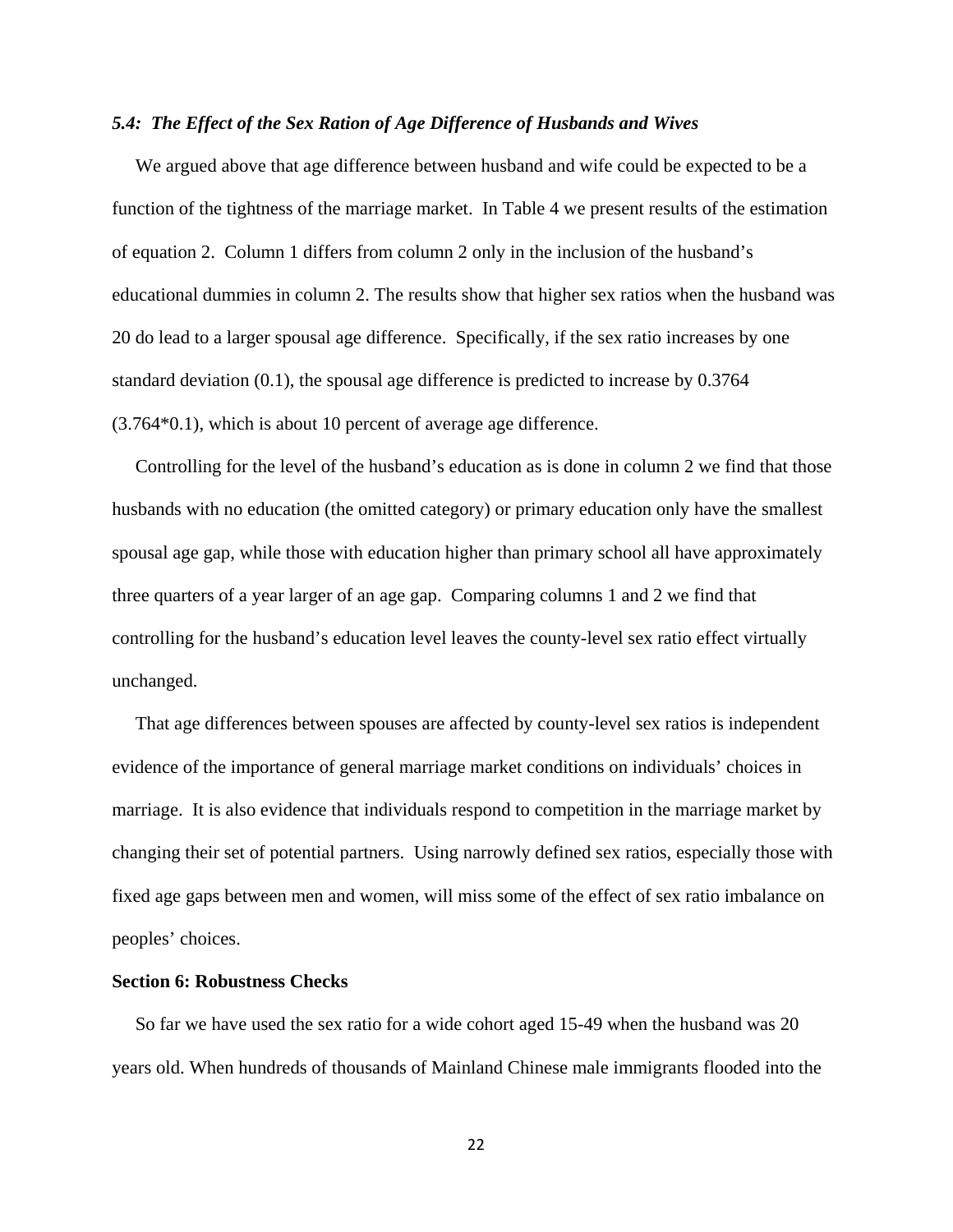### *5.4: The Effect of the Sex Ration of Age Difference of Husbands and Wives*

We argued above that age difference between husband and wife could be expected to be a function of the tightness of the marriage market. In Table 4 we present results of the estimation of equation 2. Column 1 differs from column 2 only in the inclusion of the husband's educational dummies in column 2. The results show that higher sex ratios when the husband was 20 do lead to a larger spousal age difference. Specifically, if the sex ratio increases by one standard deviation (0.1), the spousal age difference is predicted to increase by 0.3764 (3.764*0.1), which is about 10 percent of average age difference.

Controlling for the level of the husband's education as is done in column 2 we find that those husbands with no education (the omitted category) or primary education only have the smallest spousal age gap, while those with education higher than primary school all have approximately three quarters of a year larger of an age gap. Comparing columns 1 and 2 we find that controlling for the husband's education level leaves the county-level sex ratio effect virtually unchanged.

That age differences between spouses are affected by county-level sex ratios is independent evidence of the importance of general marriage market conditions on individuals' choices in marriage. It is also evidence that individuals respond to competition in the marriage market by changing their set of potential partners. Using narrowly defined sex ratios, especially those with fixed age gaps between men and women, will miss some of the effect of sex ratio imbalance on peoples' choices.

## Section 6: Robustness Checks

So far we have used the sex ratio for a wide cohort aged 15-49 when the husband was 20 years old. When hundreds of thousands of Mainland Chinese male immigrants flooded into the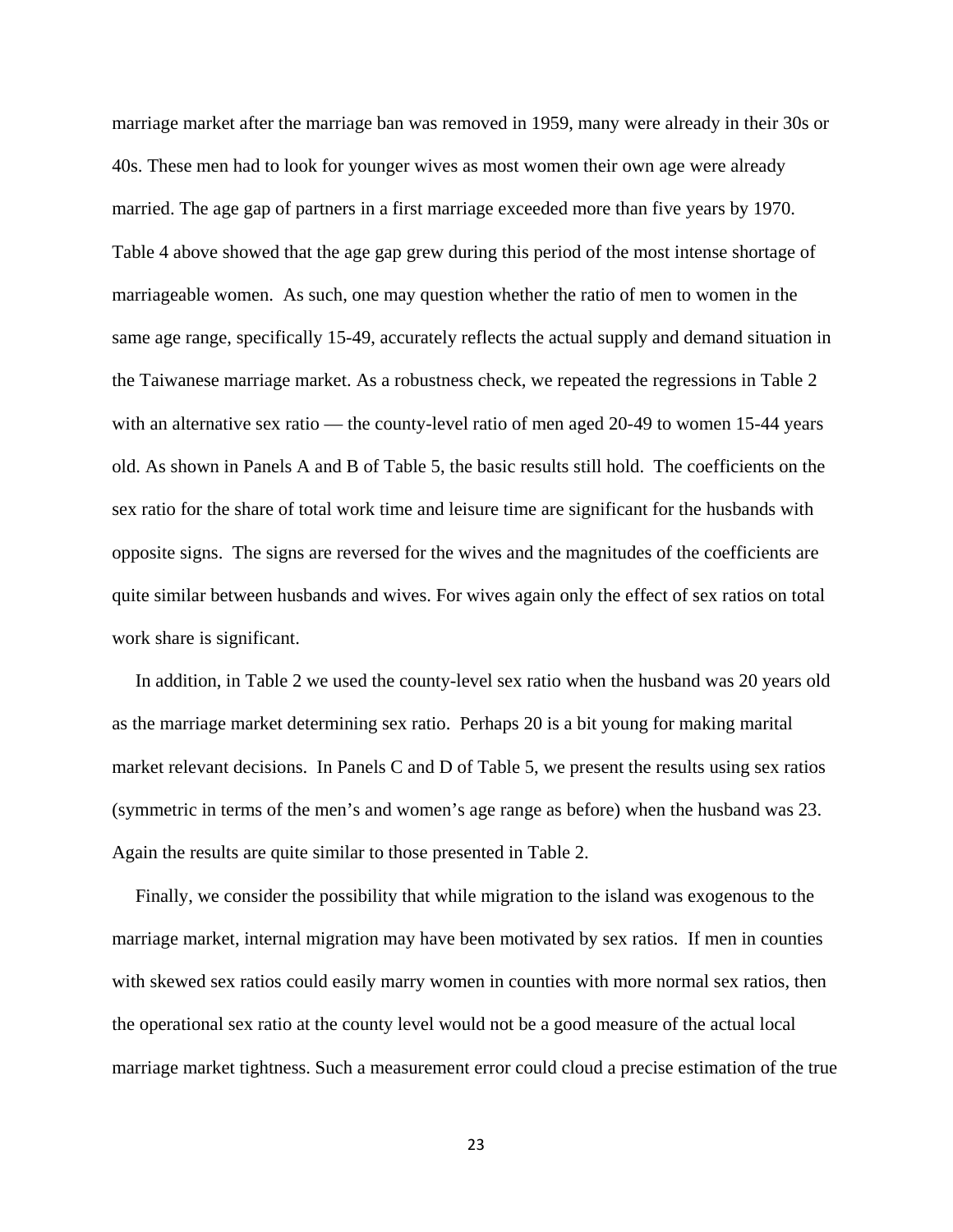marriage market after the marriage ban was removed in 1959, many were already in their 30s or 40s. These men had to look for younger wives as most women their own age were already married. The age gap of partners in a first marriage exceeded more than five years by 1970. Table 4 above showed that the age gap grew during this period of the most intense shortage of marriageable women. As such, one may question whether the ratio of men to women in the same age range, specifically 15-49, accurately reflects the actual supply and demand situation in the Taiwanese marriage market. As a robustness check, we repeated the regressions in Table 2 with an alternative sex ratio — the county-level ratio of men aged 20-49 to women 15-44 years old. As shown in Panels A and B of Table 5, the basic results still hold. The coefficients on the sex ratio for the share of total work time and leisure time are significant for the husbands with opposite signs. The signs are reversed for the wives and the magnitudes of the coefficients are quite similar between husbands and wives. For wives again only the effect of sex ratios on total work share is significant.

In addition, in Table 2 we used the county-level sex ratio when the husband was 20 years old as the marriage market determining sex ratio. Perhaps 20 is a bit young for making marital market relevant decisions. In Panels C and D of Table 5, we present the results using sex ratios (symmetric in terms of the men's and women's age range as before) when the husband was 23. Again the results are quite similar to those presented in Table 2.

Finally, we consider the possibility that while migration to the island was exogenous to the marriage market, internal migration may have been motivated by sex ratios. If men in counties with skewed sex ratios could easily marry women in counties with more normal sex ratios, then the operational sex ratio at the county level would not be a good measure of the actual local marriage market tightness. Such a measurement error could cloud a precise estimation of the true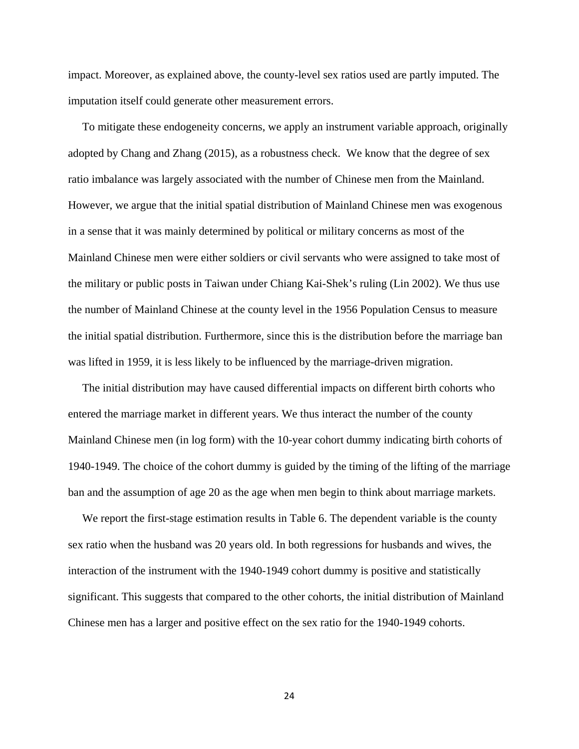impact. Moreover, as explained above, the county-level sex ratios used are partly imputed. The imputation itself could generate other measurement errors.

To mitigate these endogeneity concerns, we apply an instrument variable approach, originally adopted by Chang and Zhang (2015), as a robustness check. We know that the degree of sex ratio imbalance was largely associated with the number of Chinese men from the Mainland. However, we argue that the initial spatial distribution of Mainland Chinese men was exogenous in a sense that it was mainly determined by political or military concerns as most of the Mainland Chinese men were either soldiers or civil servants who were assigned to take most of the military or public posts in Taiwan under Chiang Kai-Shek's ruling (Lin 2002). We thus use the number of Mainland Chinese at the county level in the 1956 Population Census to measure the initial spatial distribution. Furthermore, since this is the distribution before the marriage ban was lifted in 1959, it is less likely to be influenced by the marriage-driven migration.

The initial distribution may have caused differential impacts on different birth cohorts who entered the marriage market in different years. We thus interact the number of the county Mainland Chinese men (in log form) with the 10-year cohort dummy indicating birth cohorts of 1940-1949. The choice of the cohort dummy is guided by the timing of the lifting of the marriage ban and the assumption of age 20 as the age when men begin to think about marriage markets.

We report the first-stage estimation results in Table 6. The dependent variable is the county sex ratio when the husband was 20 years old. In both regressions for husbands and wives, the interaction of the instrument with the 1940-1949 cohort dummy is positive and statistically significant. This suggests that compared to the other cohorts, the initial distribution of Mainland Chinese men has a larger and positive effect on the sex ratio for the 1940-1949 cohorts.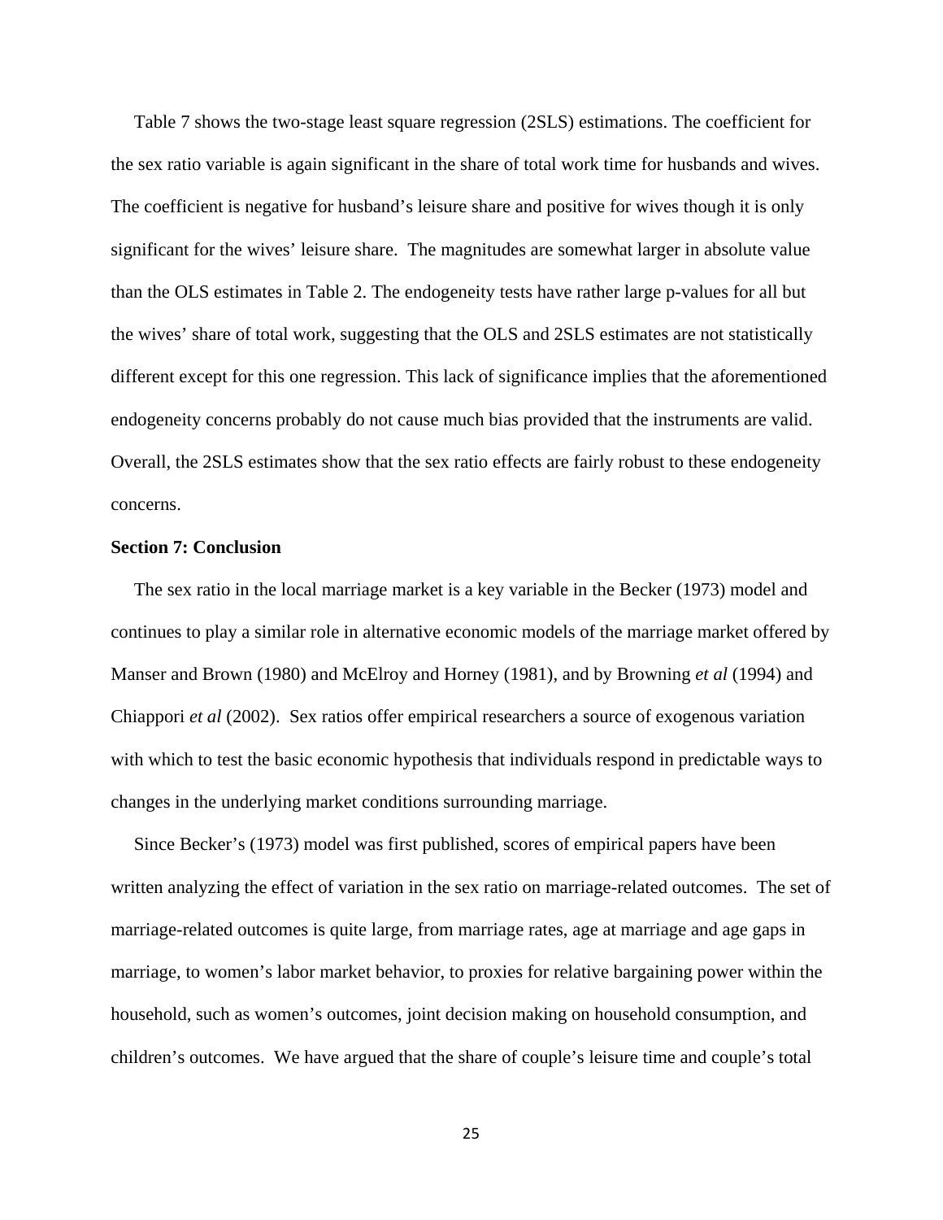Table 7 shows the two-stage least square regression (2SLS) estimations. The coefficient for the sex ratio variable is again significant in the share of total work time for husbands and wives. The coefficient is negative for husband's leisure share and positive for wives though it is only significant for the wives' leisure share. The magnitudes are somewhat larger in absolute value than the OLS estimates in Table 2. The endogeneity tests have rather large p-values for all but the wives' share of total work, suggesting that the OLS and 2SLS estimates are not statistically different except for this one regression. This lack of significance implies that the aforementioned endogeneity concerns probably do not cause much bias provided that the instruments are valid. Overall, the 2SLS estimates show that the sex ratio effects are fairly robust to these endogeneity concerns.

## Section 7: Conclusion

The sex ratio in the local marriage market is a key variable in the Becker (1973) model and continues to play a similar role in alternative economic models of the marriage market offered by Manser and Brown (1980) and McElroy and Horney (1981), and by Browning *et al* (1994) and Chiappori *et al* (2002). Sex ratios offer empirical researchers a source of exogenous variation with which to test the basic economic hypothesis that individuals respond in predictable ways to changes in the underlying market conditions surrounding marriage.

Since Becker's (1973) model was first published, scores of empirical papers have been written analyzing the effect of variation in the sex ratio on marriage-related outcomes. The set of marriage-related outcomes is quite large, from marriage rates, age at marriage and age gaps in marriage, to women's labor market behavior, to proxies for relative bargaining power within the household, such as women's outcomes, joint decision making on household consumption, and children's outcomes. We have argued that the share of couple's leisure time and couple's total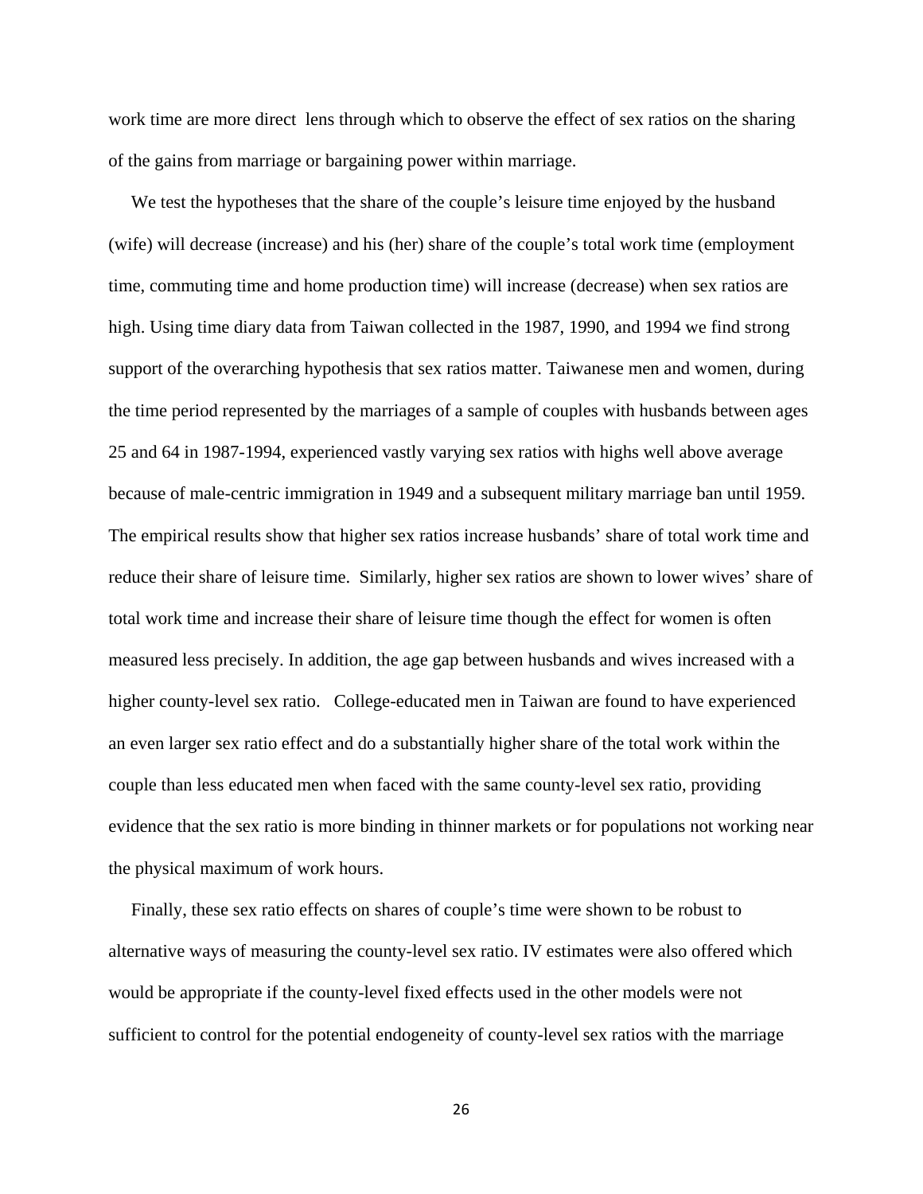work time are more direct lens through which to observe the effect of sex ratios on the sharing of the gains from marriage or bargaining power within marriage.

We test the hypotheses that the share of the couple's leisure time enjoyed by the husband (wife) will decrease (increase) and his (her) share of the couple's total work time (employment time, commuting time and home production time) will increase (decrease) when sex ratios are high. Using time diary data from Taiwan collected in the 1987, 1990, and 1994 we find strong support of the overarching hypothesis that sex ratios matter. Taiwanese men and women, during the time period represented by the marriages of a sample of couples with husbands between ages 25 and 64 in 1987-1994, experienced vastly varying sex ratios with highs well above average because of male-centric immigration in 1949 and a subsequent military marriage ban until 1959. The empirical results show that higher sex ratios increase husbands' share of total work time and reduce their share of leisure time. Similarly, higher sex ratios are shown to lower wives' share of total work time and increase their share of leisure time though the effect for women is often measured less precisely. In addition, the age gap between husbands and wives increased with a higher county-level sex ratio. College-educated men in Taiwan are found to have experienced an even larger sex ratio effect and do a substantially higher share of the total work within the couple than less educated men when faced with the same county-level sex ratio, providing evidence that the sex ratio is more binding in thinner markets or for populations not working near the physical maximum of work hours.

Finally, these sex ratio effects on shares of couple's time were shown to be robust to alternative ways of measuring the county-level sex ratio. IV estimates were also offered which would be appropriate if the county-level fixed effects used in the other models were not sufficient to control for the potential endogeneity of county-level sex ratios with the marriage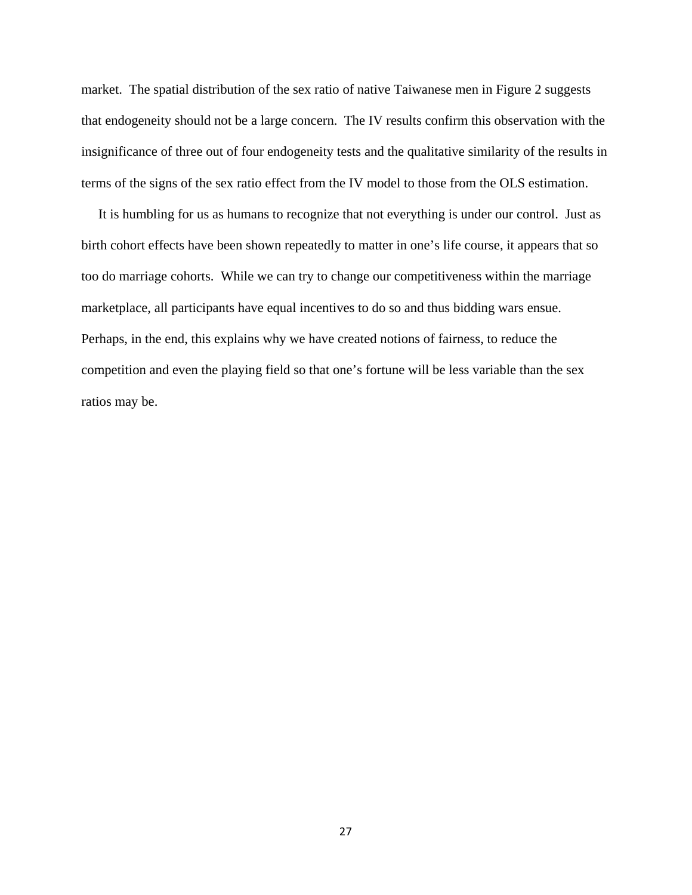market. The spatial distribution of the sex ratio of native Taiwanese men in Figure 2 suggests that endogeneity should not be a large concern. The IV results confirm this observation with the insignificance of three out of four endogeneity tests and the qualitative similarity of the results in terms of the signs of the sex ratio effect from the IV model to those from the OLS estimation.

It is humbling for us as humans to recognize that not everything is under our control. Just as birth cohort effects have been shown repeatedly to matter in one's life course, it appears that so too do marriage cohorts. While we can try to change our competitiveness within the marriage marketplace, all participants have equal incentives to do so and thus bidding wars ensue. Perhaps, in the end, this explains why we have created notions of fairness, to reduce the competition and even the playing field so that one's fortune will be less variable than the sex ratios may be.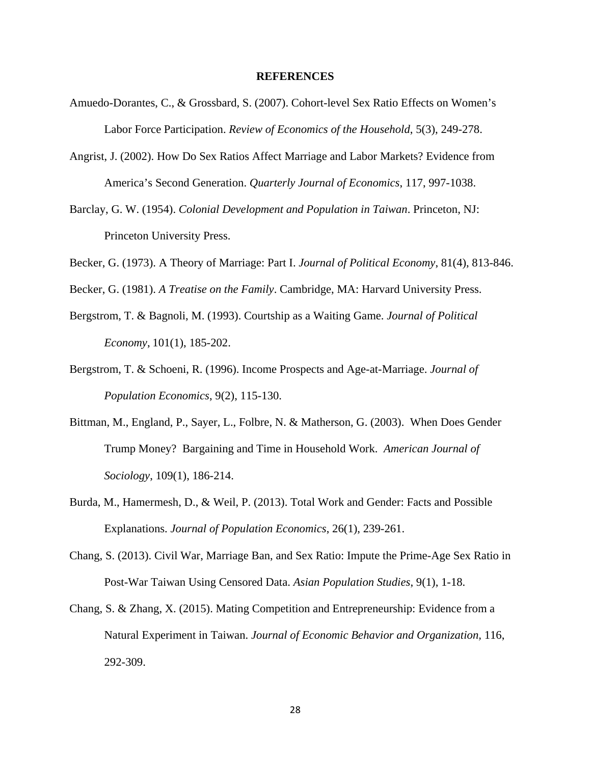# REFERENCES

Amuedo-Dorantes, C., & Grossbard, S. (2007). Cohort-level Sex Ratio Effects on Women's Labor Force Participation. *Review of Economics of the Household*, 5(3), 249-278.

Angrist, J. (2002). How Do Sex Ratios Affect Marriage and Labor Markets? Evidence from America's Second Generation. *Quarterly Journal of Economics*, 117, 997-1038.

Barclay, G. W. (1954). *Colonial Development and Population in Taiwan*. Princeton, NJ: Princeton University Press.

Becker, G. (1973). A Theory of Marriage: Part I. *Journal of Political Economy*, 81(4), 813-846.

Becker, G. (1981). *A Treatise on the Family*. Cambridge, MA: Harvard University Press.

Bergstrom, T. & Bagnoli, M. (1993). Courtship as a Waiting Game. *Journal of Political Economy*, 101(1), 185-202.

Bergstrom, T. & Schoeni, R. (1996). Income Prospects and Age-at-Marriage. *Journal of Population Economics*, 9(2), 115-130.

Bittman, M., England, P., Sayer, L., Folbre, N. & Matherson, G. (2003). When Does Gender Trump Money? Bargaining and Time in Household Work. *American Journal of Sociology*, 109(1), 186-214.

Burda, M., Hamermesh, D., & Weil, P. (2013). Total Work and Gender: Facts and Possible Explanations. *Journal of Population Economics*, 26(1), 239-261.

Chang, S. (2013). Civil War, Marriage Ban, and Sex Ratio: Impute the Prime-Age Sex Ratio in Post-War Taiwan Using Censored Data. *Asian Population Studies*, 9(1), 1-18.

Chang, S. & Zhang, X. (2015). Mating Competition and Entrepreneurship: Evidence from a Natural Experiment in Taiwan. *Journal of Economic Behavior and Organization*, 116, 292-309.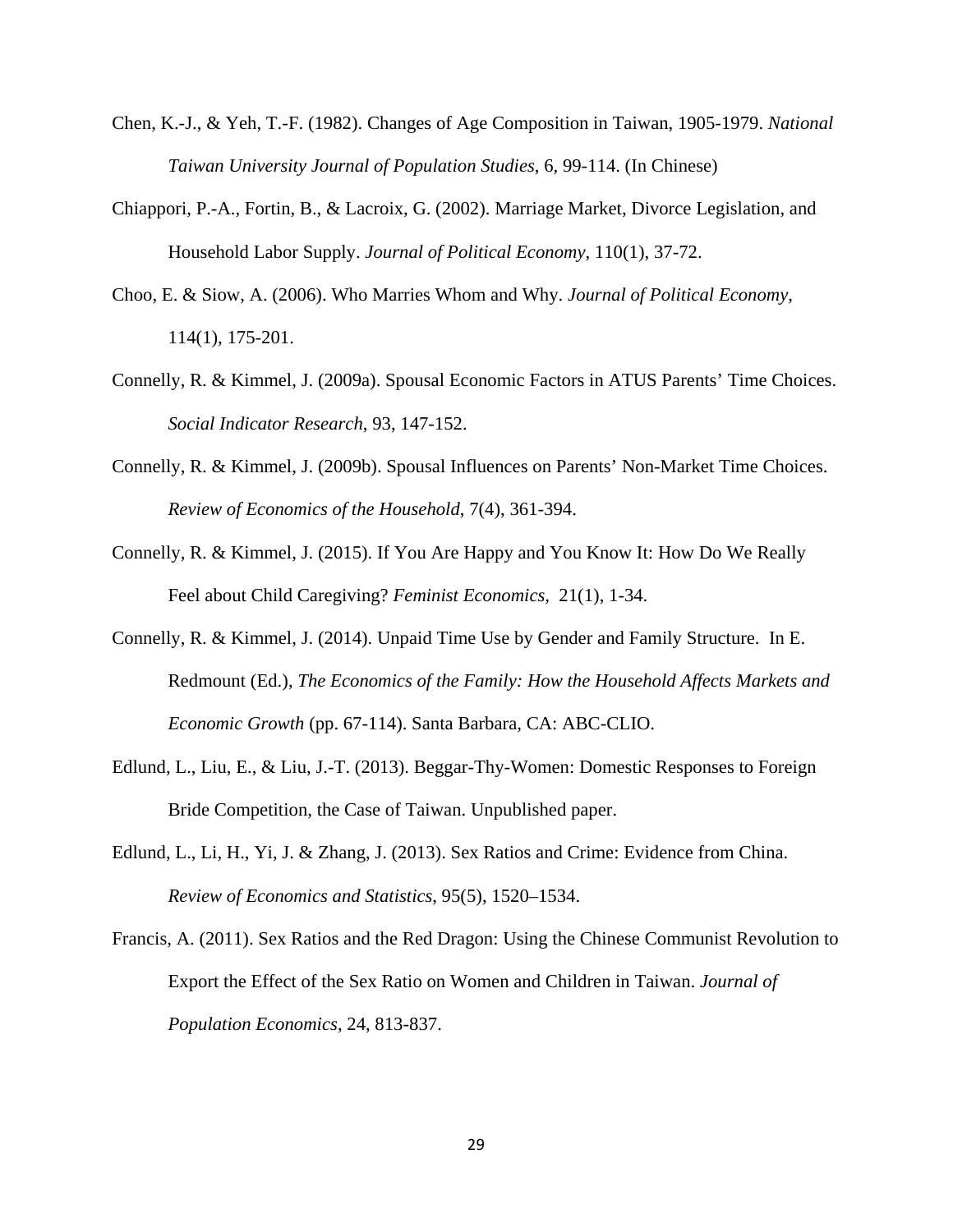Chen, K.-J., & Yeh, T.-F. (1982). Changes of Age Composition in Taiwan, 1905-1979. *National Taiwan University Journal of Population Studies*, 6, 99-114. (In Chinese)

Chiappori, P.-A., Fortin, B., & Lacroix, G. (2002). Marriage Market, Divorce Legislation, and Household Labor Supply. *Journal of Political Economy*, 110(1), 37-72.

Choo, E. & Siow, A. (2006). Who Marries Whom and Why. *Journal of Political Economy*, 114(1), 175-201.

Connelly, R. & Kimmel, J. (2009a). Spousal Economic Factors in ATUS Parents' Time Choices. *Social Indicator Research*, 93, 147-152.

Connelly, R. & Kimmel, J. (2009b). Spousal Influences on Parents' Non-Market Time Choices. *Review of Economics of the Household*, 7(4), 361-394.

Connelly, R. & Kimmel, J. (2015). If You Are Happy and You Know It: How Do We Really Feel about Child Caregiving? *Feminist Economics,* 21(1), 1-34.

Connelly, R. & Kimmel, J. (2014). Unpaid Time Use by Gender and Family Structure. In E. Redmount (Ed.), *The Economics of the Family: How the Household Affects Markets and Economic Growth* (pp. 67-114). Santa Barbara, CA: ABC-CLIO.

Edlund, L., Liu, E., & Liu, J.-T. (2013). Beggar-Thy-Women: Domestic Responses to Foreign Bride Competition, the Case of Taiwan. Unpublished paper.

Edlund, L., Li, H., Yi, J. & Zhang, J. (2013). Sex Ratios and Crime: Evidence from China. *Review of Economics and Statistics*, 95(5), 1520–1534.

Francis, A. (2011). Sex Ratios and the Red Dragon: Using the Chinese Communist Revolution to Export the Effect of the Sex Ratio on Women and Children in Taiwan. *Journal of Population Economics*, 24, 813-837.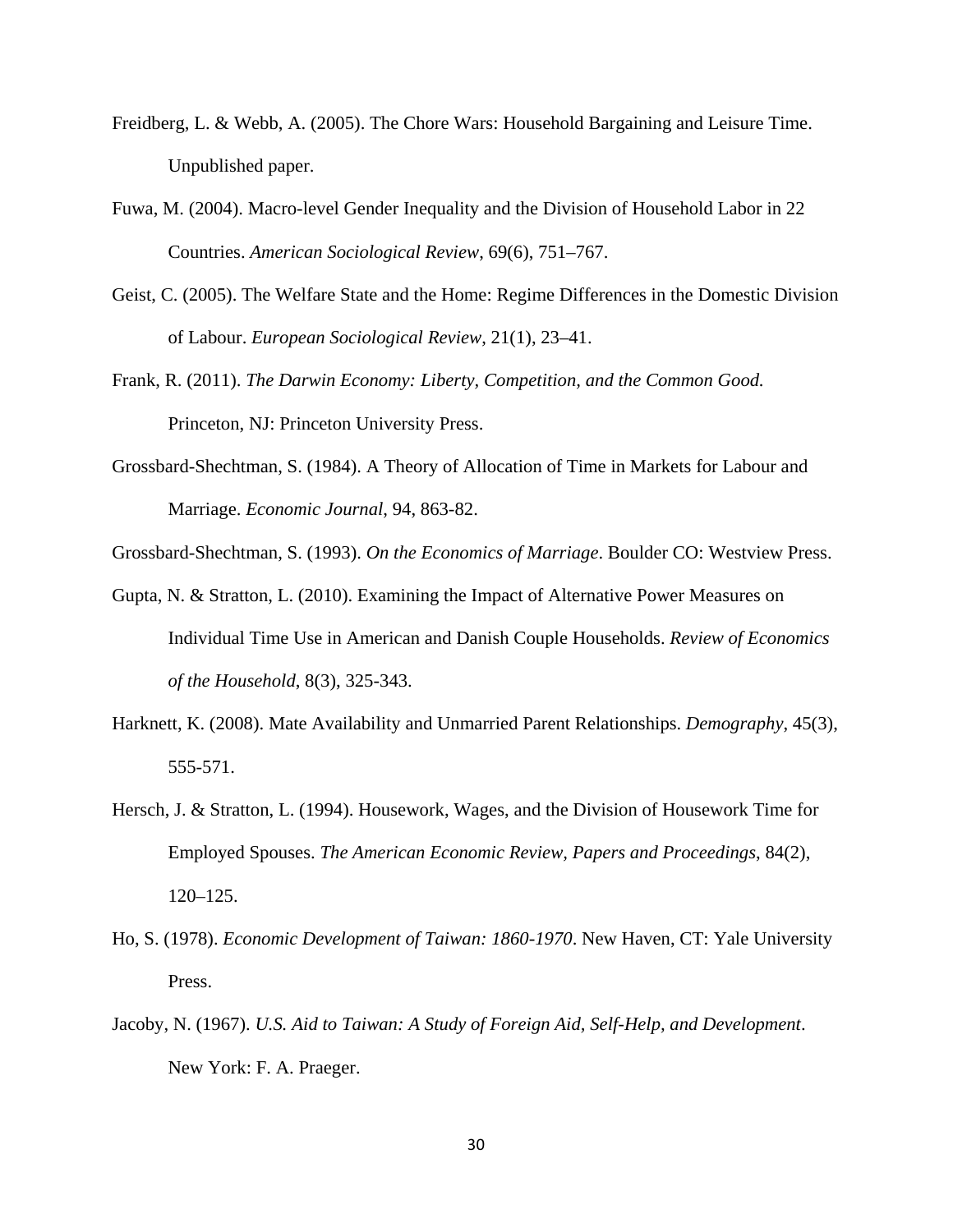Freidberg, L. & Webb, A. (2005). The Chore Wars: Household Bargaining and Leisure Time. Unpublished paper.

Fuwa, M. (2004). Macro-level Gender Inequality and the Division of Household Labor in 22 Countries. *American Sociological Review*, 69(6), 751–767.

Geist, C. (2005). The Welfare State and the Home: Regime Differences in the Domestic Division of Labour. *European Sociological Review*, 21(1), 23–41.

Frank, R. (2011). *The Darwin Economy: Liberty, Competition, and the Common Good.* Princeton, NJ: Princeton University Press.

Grossbard-Shechtman, S. (1984). A Theory of Allocation of Time in Markets for Labour and Marriage. *Economic Journal*, 94, 863-82.

Grossbard-Shechtman, S. (1993). *On the Economics of Marriage*. Boulder CO: Westview Press.

Gupta, N. & Stratton, L. (2010). Examining the Impact of Alternative Power Measures on Individual Time Use in American and Danish Couple Households. *Review of Economics of the Household*, 8(3), 325-343.

Harknett, K. (2008). Mate Availability and Unmarried Parent Relationships. *Demography*, 45(3), 555-571.

Hersch, J. & Stratton, L. (1994). Housework, Wages, and the Division of Housework Time for Employed Spouses. *The American Economic Review, Papers and Proceedings*, 84(2), 120–125.

Ho, S. (1978). *Economic Development of Taiwan: 1860-1970*. New Haven, CT: Yale University Press.

Jacoby, N. (1967). *U.S. Aid to Taiwan: A Study of Foreign Aid, Self-Help, and Development*. New York: F. A. Praeger.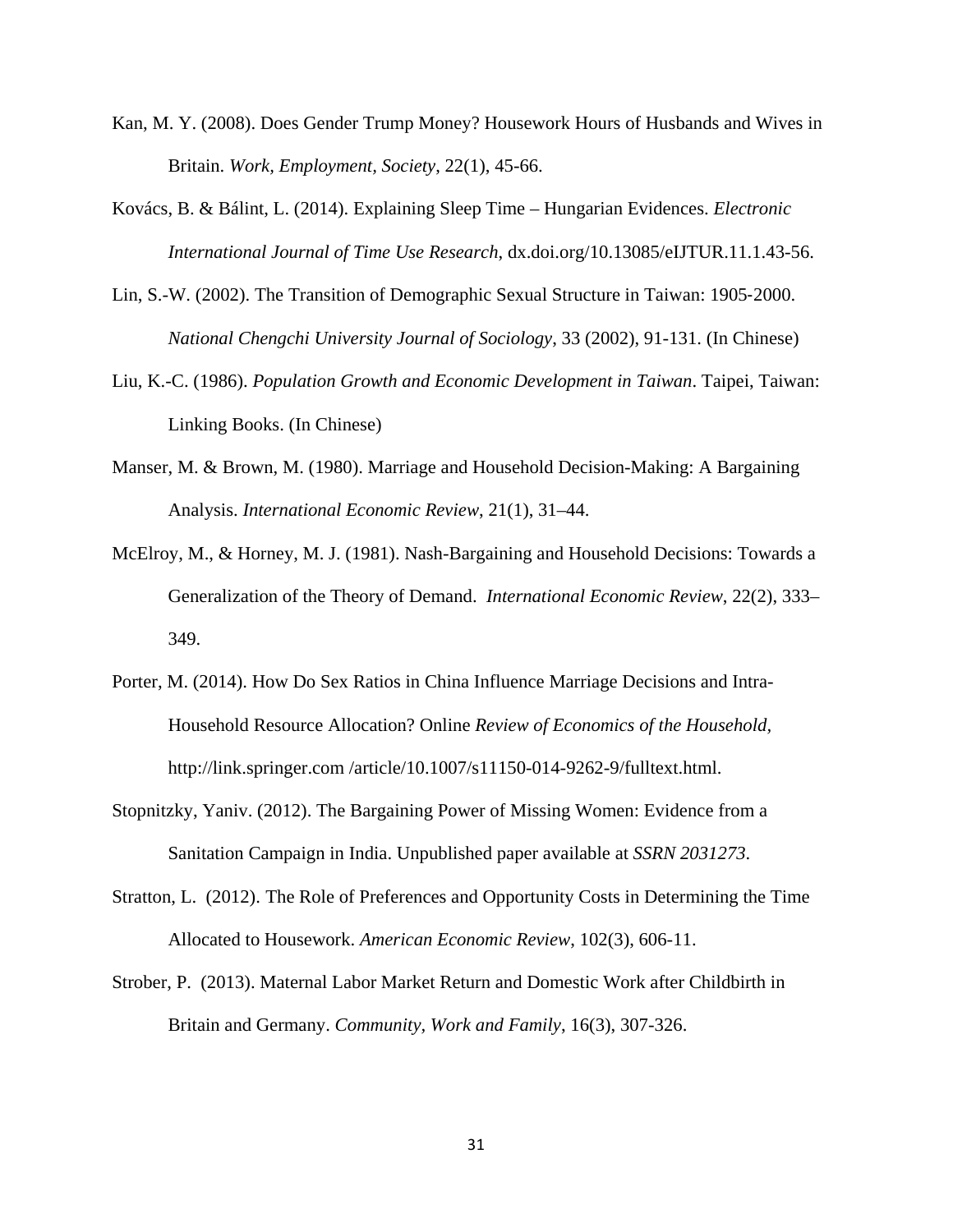Kan, M. Y. (2008). Does Gender Trump Money? Housework Hours of Husbands and Wives in Britain. *Work, Employment, Society*, 22(1), 45-66.

Kovács, B. & Bálint, L. (2014). Explaining Sleep Time – Hungarian Evidences. *Electronic International Journal of Time Use Research*, dx.doi.org/10.13085/eIJTUR.11.1.43-56.

Lin, S.-W. (2002). The Transition of Demographic Sexual Structure in Taiwan: 1905-2000. *National Chengchi University Journal of Sociology*, 33 (2002), 91-131. (In Chinese)

Liu, K.-C. (1986). *Population Growth and Economic Development in Taiwan*. Taipei, Taiwan: Linking Books. (In Chinese)

Manser, M. & Brown, M. (1980). Marriage and Household Decision-Making: A Bargaining Analysis. *International Economic Review*, 21(1), 31–44.

McElroy, M., & Horney, M. J. (1981). Nash-Bargaining and Household Decisions: Towards a Generalization of the Theory of Demand. *International Economic Review*, 22(2), 333–349.

Porter, M. (2014). How Do Sex Ratios in China Influence Marriage Decisions and Intra-Household Resource Allocation? Online *Review of Economics of the Household,* http://link.springer.com /article/10.1007/s11150-014-9262-9/fulltext.html.

Stopnitzky, Yaniv. (2012). The Bargaining Power of Missing Women: Evidence from a Sanitation Campaign in India. Unpublished paper available at *SSRN 2031273*.

Stratton, L. (2012). The Role of Preferences and Opportunity Costs in Determining the Time Allocated to Housework. *American Economic Review*, 102(3), 606-11.

Strober, P. (2013). Maternal Labor Market Return and Domestic Work after Childbirth in Britain and Germany. *Community, Work and Family*, 16(3), 307-326.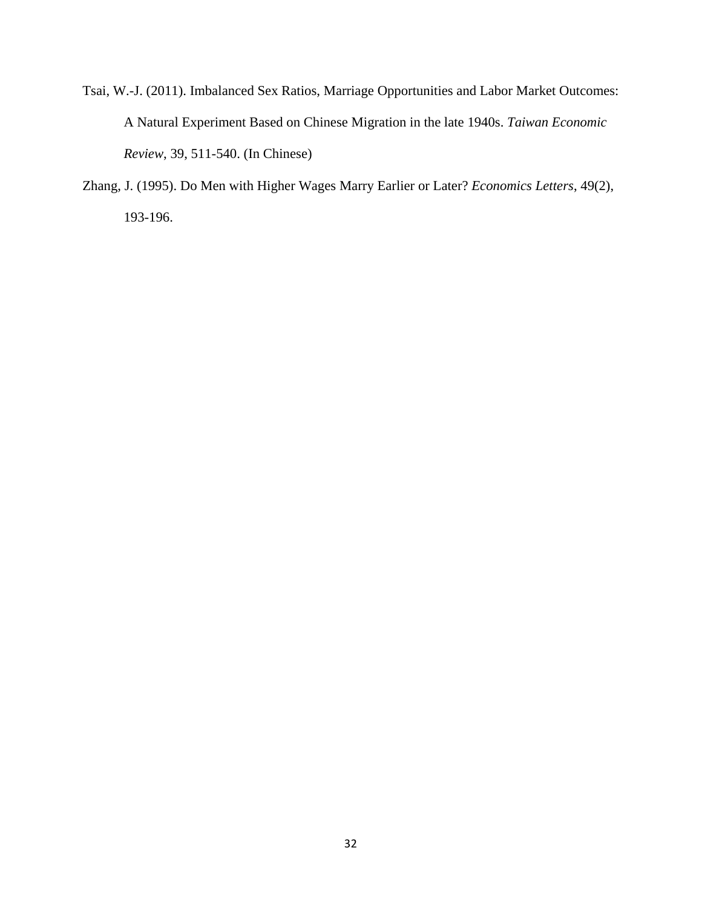Tsai, W.-J. (2011). Imbalanced Sex Ratios, Marriage Opportunities and Labor Market Outcomes: A Natural Experiment Based on Chinese Migration in the late 1940s. *Taiwan Economic Review*, 39, 511-540. (In Chinese)

Zhang, J. (1995). Do Men with Higher Wages Marry Earlier or Later? *Economics Letters*, 49(2), 193-196.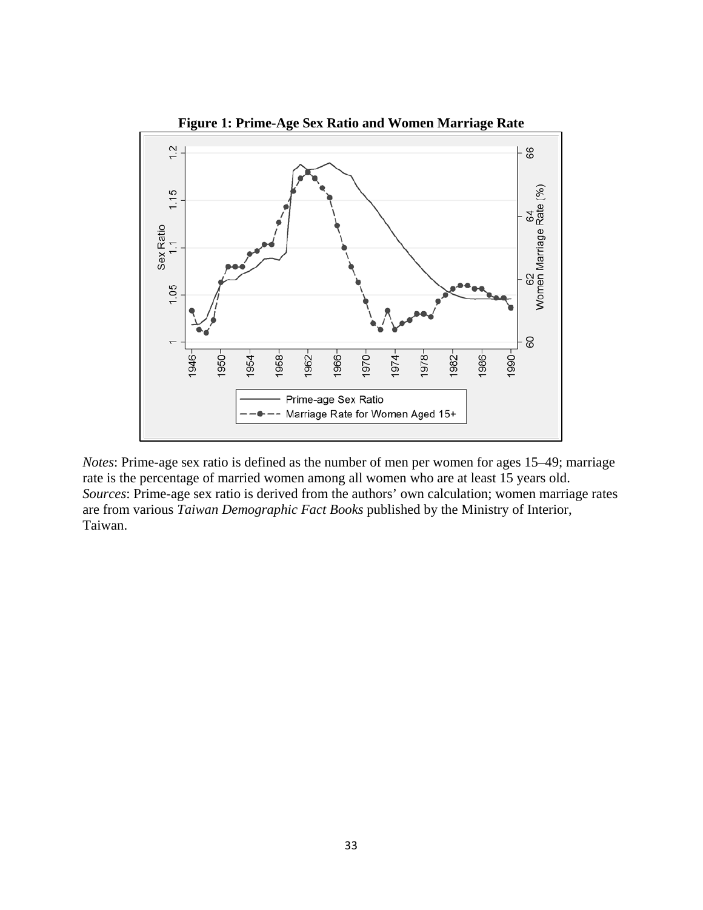**Figure 1: Prime-Age Sex Ratio and Women Marriage Rate**

*Notes*: Prime-age sex ratio is defined as the number of men per women for ages 15–49; marriage rate is the percentage of married women among all women who are at least 15 years old.
*Sources*: Prime-age sex ratio is derived from the authors' own calculation; women marriage rates are from various *Taiwan Demographic Fact Books* published by the Ministry of Interior, Taiwan.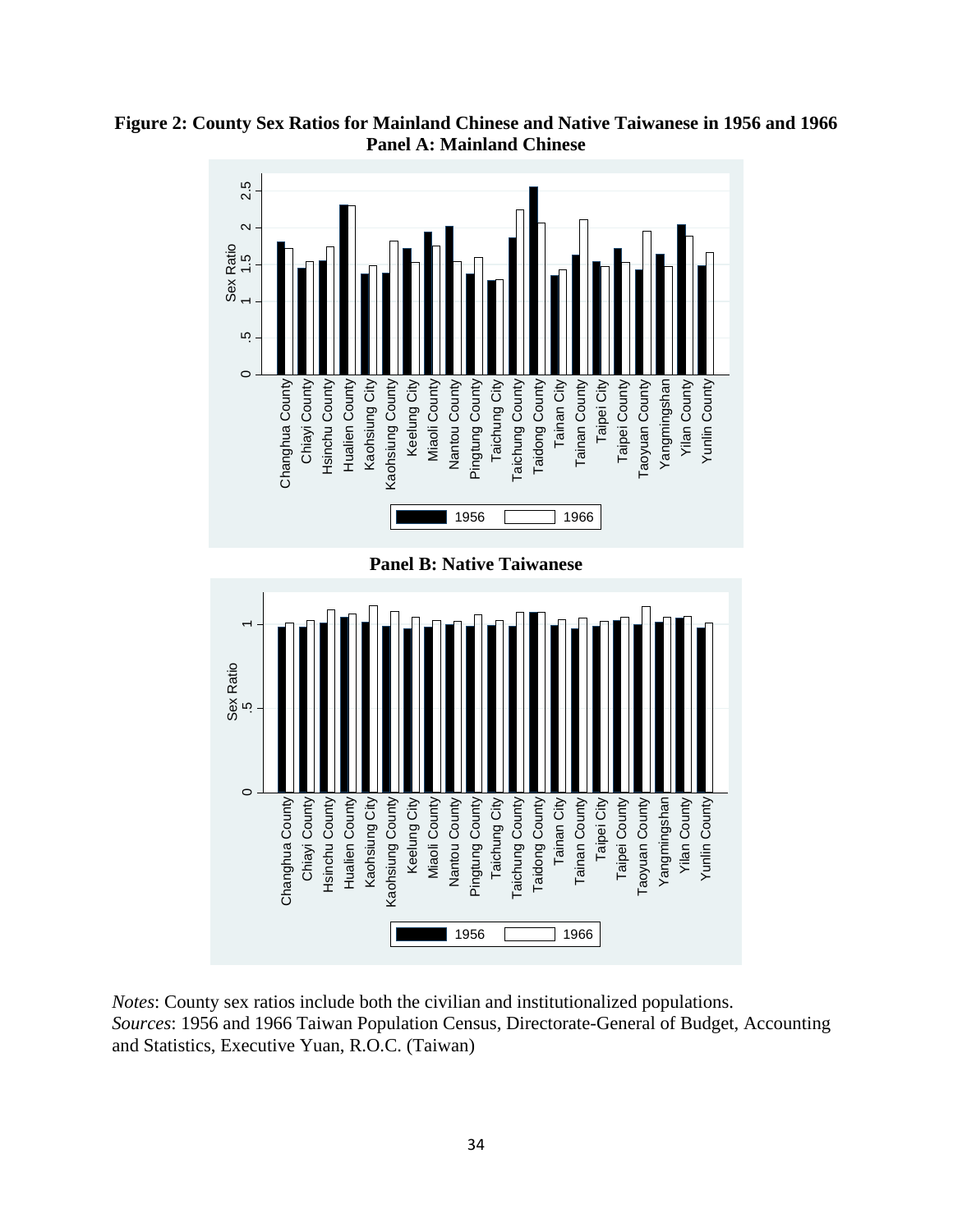**Figure 2: County Sex Ratios for Mainland Chinese and Native Taiwanese in 1956 and 1966**

**Panel A: Mainland Chinese**

**Panel B: Native Taiwanese**

*Notes*: County sex ratios include both the civilian and institutionalized populations.
*Sources*: 1956 and 1966 Taiwan Population Census, Directorate-General of Budget, Accounting and Statistics, Executive Yuan, R.O.C. (Taiwan)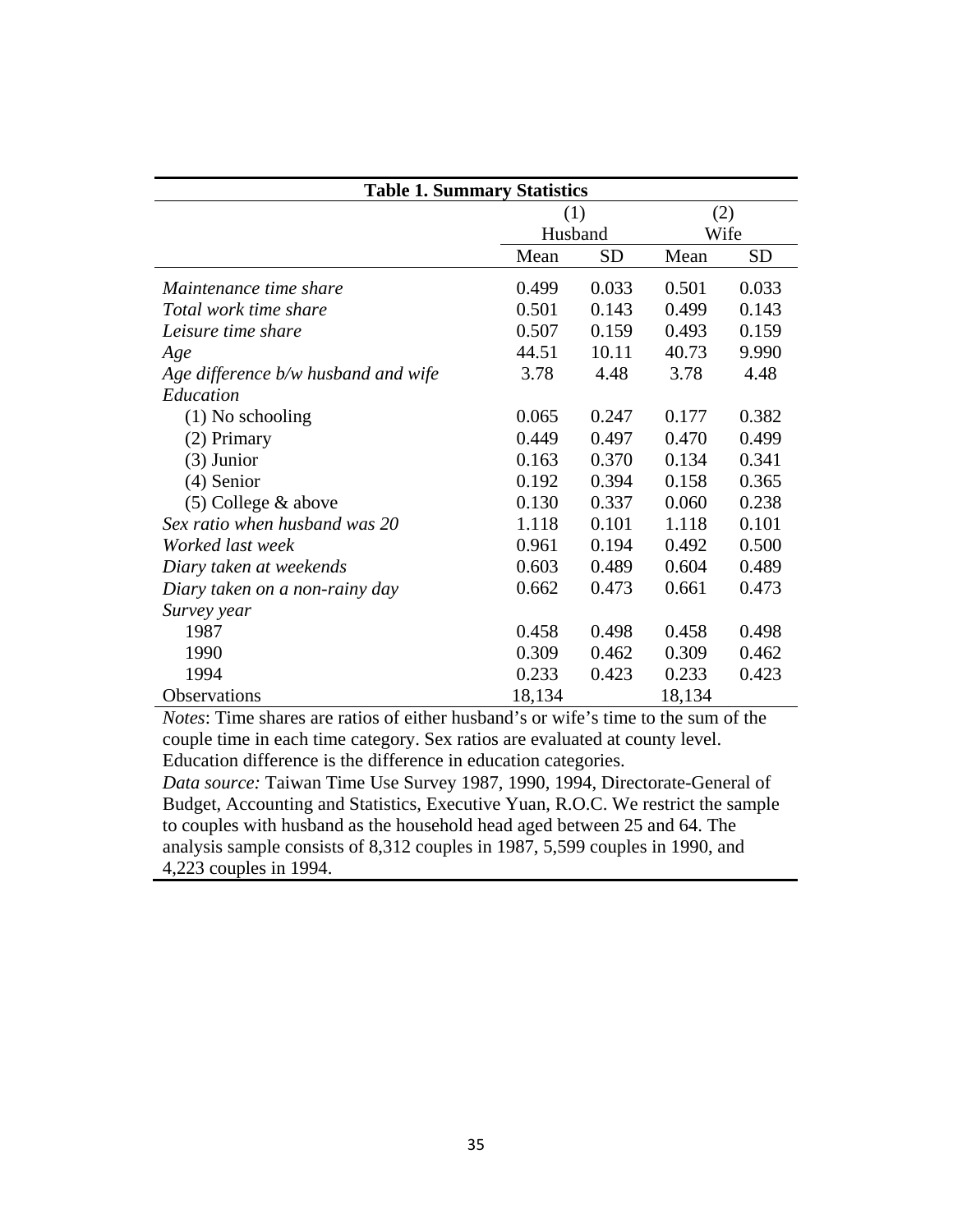**Table 1. Summary Statistics**

| | (1) Husband | | (2) Wife | |
|---|---|---|---|---|
| | Mean | SD | Mean | SD |
| *Maintenance time share* | 0.499 | 0.033 | 0.501 | 0.033 |
| *Total work time share* | 0.501 | 0.143 | 0.499 | 0.143 |
| *Leisure time share* | 0.507 | 0.159 | 0.493 | 0.159 |
| *Age* | 44.51 | 10.11 | 40.73 | 9.990 |
| *Age difference b/w husband and wife* | 3.78 | 4.48 | 3.78 | 4.48 |
| *Education* | | | | |
| (1) No schooling | 0.065 | 0.247 | 0.177 | 0.382 |
| (2) Primary | 0.449 | 0.497 | 0.470 | 0.499 |
| (3) Junior | 0.163 | 0.370 | 0.134 | 0.341 |
| (4) Senior | 0.192 | 0.394 | 0.158 | 0.365 |
| (5) College & above | 0.130 | 0.337 | 0.060 | 0.238 |
| *Sex ratio when husband was 20* | 1.118 | 0.101 | 1.118 | 0.101 |
| *Worked last week* | 0.961 | 0.194 | 0.492 | 0.500 |
| *Diary taken at weekends* | 0.603 | 0.489 | 0.604 | 0.489 |
| *Diary taken on a non-rainy day* | 0.662 | 0.473 | 0.661 | 0.473 |
| *Survey year* | | | | |
| 1987 | 0.458 | 0.498 | 0.458 | 0.498 |
| 1990 | 0.309 | 0.462 | 0.309 | 0.462 |
| 1994 | 0.233 | 0.423 | 0.233 | 0.423 |
| Observations | 18,134 | | 18,134 | |

*Notes*: Time shares are ratios of either husband's or wife's time to the sum of the couple time in each time category. Sex ratios are evaluated at county level. Education difference is the difference in education categories.

*Data source:* Taiwan Time Use Survey 1987, 1990, 1994, Directorate-General of Budget, Accounting and Statistics, Executive Yuan, R.O.C. We restrict the sample to couples with husband as the household head aged between 25 and 64. The analysis sample consists of 8,312 couples in 1987, 5,599 couples in 1990, and 4,223 couples in 1994.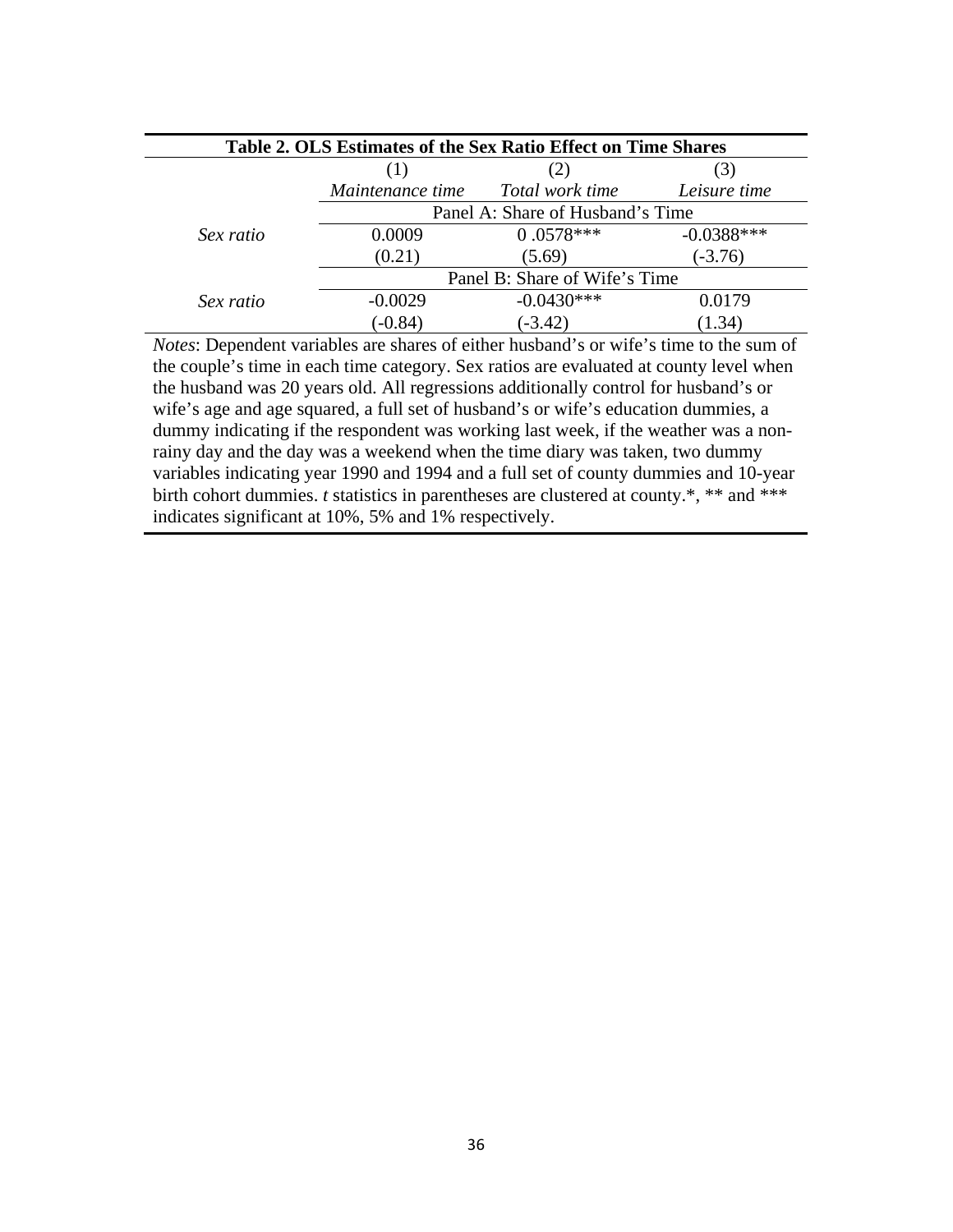**Table 2. OLS Estimates of the Sex Ratio Effect on Time Shares**

| | (1) | (2) | (3) |
|---|---|---|---|
| | *Maintenance time* | *Total work time* | *Leisure time* |
| | Panel A: Share of Husband's Time | | |
| *Sex ratio* | 0.0009 | 0 .0578*** | -0.0388*** |
| | (0.21) | (5.69) | (-3.76) |
| | Panel B: Share of Wife's Time | | |
| *Sex ratio* | -0.0029 | -0.0430*** | 0.0179 |
| | (-0.84) | (-3.42) | (1.34) |

*Notes*: Dependent variables are shares of either husband's or wife's time to the sum of the couple's time in each time category. Sex ratios are evaluated at county level when the husband was 20 years old. All regressions additionally control for husband's or wife's age and age squared, a full set of husband's or wife's education dummies, a dummy indicating if the respondent was working last week, if the weather was a non-rainy day and the day was a weekend when the time diary was taken, two dummy variables indicating year 1990 and 1994 and a full set of county dummies and 10-year birth cohort dummies. *t* statistics in parentheses are clustered at county.*, ** and *** indicates significant at 10%, 5% and 1% respectively.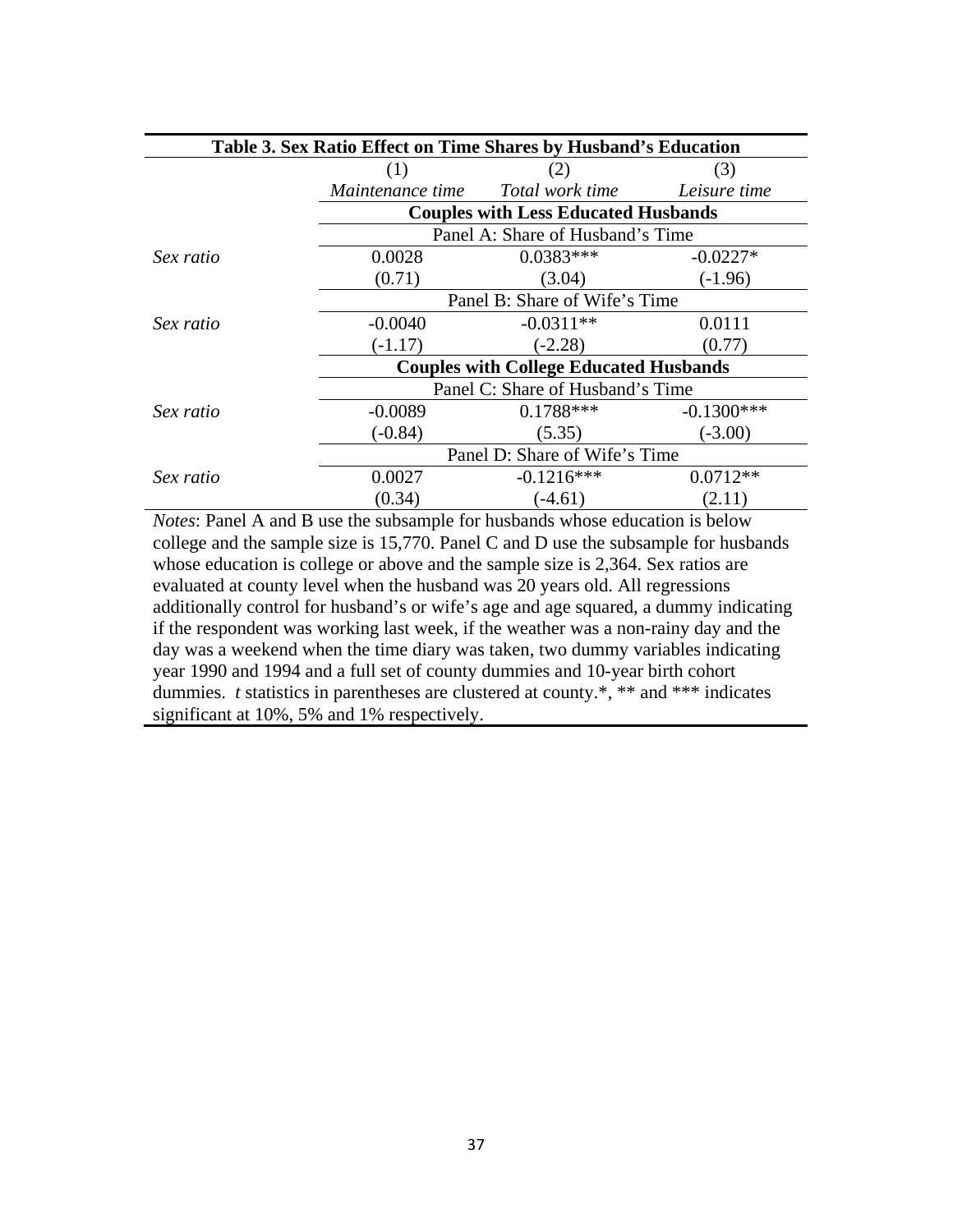**Table 3. Sex Ratio Effect on Time Shares by Husband's Education**

| | (1) | (2) | (3) |
|---|---|---|---|
| | *Maintenance time* | *Total work time* | *Leisure time* |
| | **Couples with Less Educated Husbands** | | |
| | Panel A: Share of Husband's Time | | |
| *Sex ratio* | 0.0028 | 0.0383*** | -0.0227* |
| | (0.71) | (3.04) | (-1.96) |
| | Panel B: Share of Wife's Time | | |
| *Sex ratio* | -0.0040 | -0.0311** | 0.0111 |
| | (-1.17) | (-2.28) | (0.77) |
| | **Couples with College Educated Husbands** | | |
| | Panel C: Share of Husband's Time | | |
| *Sex ratio* | -0.0089 | 0.1788*** | -0.1300*** |
| | (-0.84) | (5.35) | (-3.00) |
| | Panel D: Share of Wife's Time | | |
| *Sex ratio* | 0.0027 | -0.1216*** | 0.0712** |
| | (0.34) | (-4.61) | (2.11) |

*Notes*: Panel A and B use the subsample for husbands whose education is below college and the sample size is 15,770. Panel C and D use the subsample for husbands whose education is college or above and the sample size is 2,364. Sex ratios are evaluated at county level when the husband was 20 years old. All regressions additionally control for husband's or wife's age and age squared, a dummy indicating if the respondent was working last week, if the weather was a non-rainy day and the day was a weekend when the time diary was taken, two dummy variables indicating year 1990 and 1994 and a full set of county dummies and 10-year birth cohort dummies. *t* statistics in parentheses are clustered at county.*, ** and *** indicates significant at 10%, 5% and 1% respectively.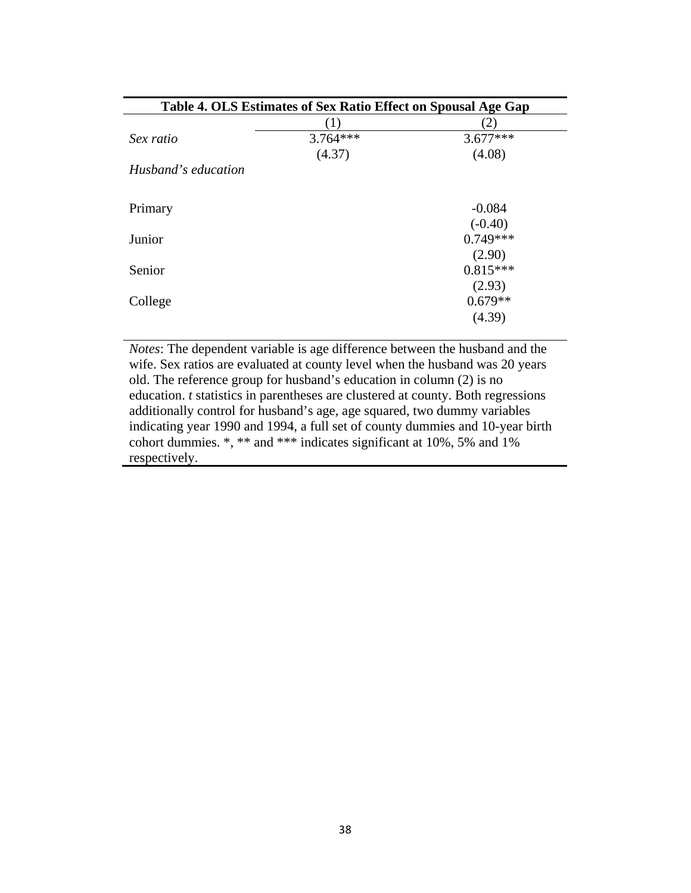**Table 4. OLS Estimates of Sex Ratio Effect on Spousal Age Gap**

| | (1) | (2) |
|---|---|---|
| *Sex ratio* | 3.764*** | 3.677*** |
| | (4.37) | (4.08) |
| *Husband's education* | | |
| Primary | | -0.084 |
| | | (-0.40) |
| Junior | | 0.749*** |
| | | (2.90) |
| Senior | | 0.815*** |
| | | (2.93) |
| College | | 0.679** |
| | | (4.39) |

*Notes*: The dependent variable is age difference between the husband and the wife. Sex ratios are evaluated at county level when the husband was 20 years old. The reference group for husband's education in column (2) is no education. *t* statistics in parentheses are clustered at county. Both regressions additionally control for husband's age, age squared, two dummy variables indicating year 1990 and 1994, a full set of county dummies and 10-year birth cohort dummies. *, ** and *** indicates significant at 10%, 5% and 1% respectively.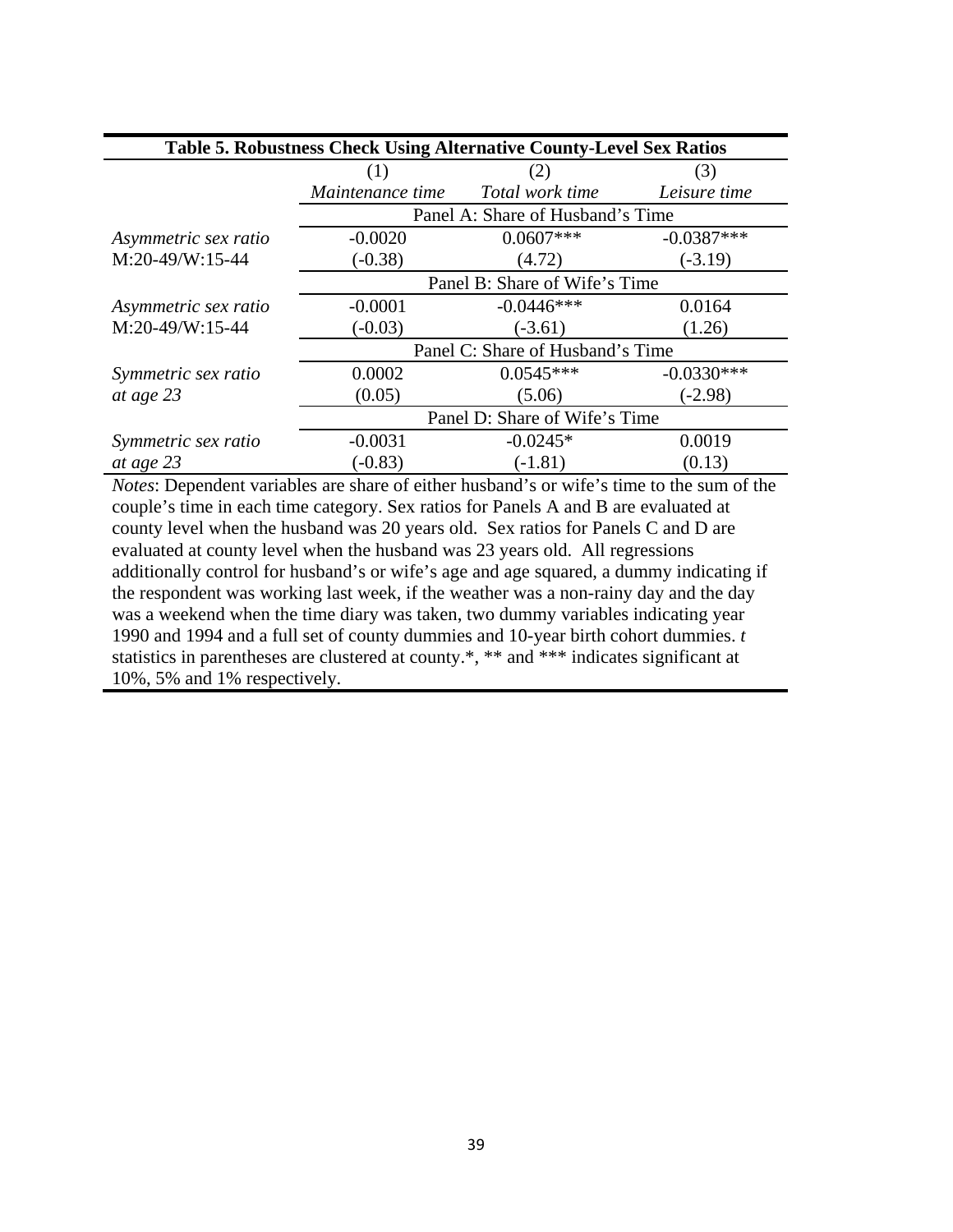**Table 5. Robustness Check Using Alternative County-Level Sex Ratios**

| | (1) | (2) | (3) |
|---|---|---|---|
| | *Maintenance time* | *Total work time* | *Leisure time* |
| | Panel A: Share of Husband's Time | | |
| *Asymmetric sex ratio* | -0.0020 | 0.0607*** | -0.0387*** |
| M:20-49/W:15-44 | (-0.38) | (4.72) | (-3.19) |
| | Panel B: Share of Wife's Time | | |
| *Asymmetric sex ratio* | -0.0001 | -0.0446*** | 0.0164 |
| M:20-49/W:15-44 | (-0.03) | (-3.61) | (1.26) |
| | Panel C: Share of Husband's Time | | |
| *Symmetric sex ratio* | 0.0002 | 0.0545*** | -0.0330*** |
| *at age 23* | (0.05) | (5.06) | (-2.98) |
| | Panel D: Share of Wife's Time | | |
| *Symmetric sex ratio* | -0.0031 | -0.0245* | 0.0019 |
| *at age 23* | (-0.83) | (-1.81) | (0.13) |

*Notes*: Dependent variables are share of either husband's or wife's time to the sum of the couple's time in each time category. Sex ratios for Panels A and B are evaluated at county level when the husband was 20 years old. Sex ratios for Panels C and D are evaluated at county level when the husband was 23 years old. All regressions additionally control for husband's or wife's age and age squared, a dummy indicating if the respondent was working last week, if the weather was a non-rainy day and the day was a weekend when the time diary was taken, two dummy variables indicating year 1990 and 1994 and a full set of county dummies and 10-year birth cohort dummies. *t* statistics in parentheses are clustered at county.*, ** and *** indicates significant at 10%, 5% and 1% respectively.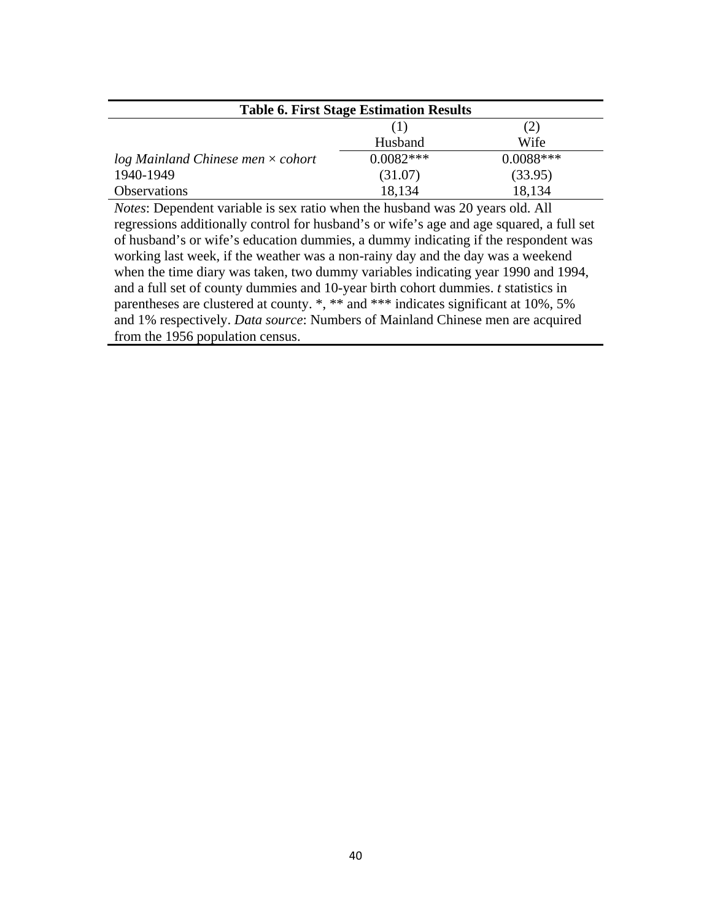**Table 6. First Stage Estimation Results**

| | (1) | (2) |
|---|---|---|
| | Husband | Wife |
| *log Mainland Chinese men × cohort* | 0.0082*** | 0.0088*** |
| 1940-1949 | (31.07) | (33.95) |
| Observations | 18,134 | 18,134 |

*Notes*: Dependent variable is sex ratio when the husband was 20 years old. All regressions additionally control for husband's or wife's age and age squared, a full set of husband's or wife's education dummies, a dummy indicating if the respondent was working last week, if the weather was a non-rainy day and the day was a weekend when the time diary was taken, two dummy variables indicating year 1990 and 1994, and a full set of county dummies and 10-year birth cohort dummies. *t* statistics in parentheses are clustered at county. *, ** and *** indicates significant at 10%, 5% and 1% respectively. *Data source*: Numbers of Mainland Chinese men are acquired from the 1956 population census.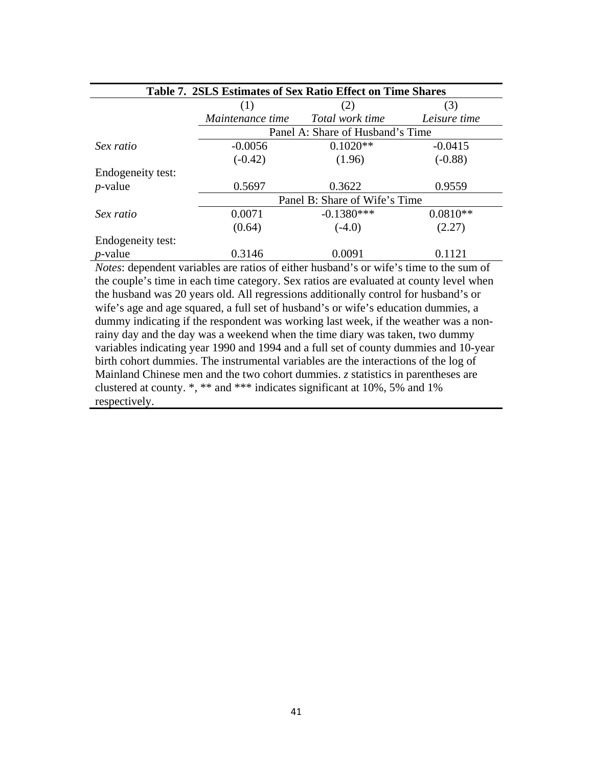**Table 7. 2SLS Estimates of Sex Ratio Effect on Time Shares**

| | (1) | (2) | (3) |
|---|---|---|---|
| | *Maintenance time* | *Total work time* | *Leisure time* |
| | Panel A: Share of Husband's Time | | |
| *Sex ratio* | -0.0056 | 0.1020** | -0.0415 |
| | (-0.42) | (1.96) | (-0.88) |
| Endogeneity test: | | | |
| *p*-value | 0.5697 | 0.3622 | 0.9559 |
| | Panel B: Share of Wife's Time | | |
| *Sex ratio* | 0.0071 | -0.1380*** | 0.0810** |
| | (0.64) | (-4.0) | (2.27) |
| Endogeneity test: | | | |
| *p*-value | 0.3146 | 0.0091 | 0.1121 |

*Notes*: dependent variables are ratios of either husband's or wife's time to the sum of the couple's time in each time category. Sex ratios are evaluated at county level when the husband was 20 years old. All regressions additionally control for husband's or wife's age and age squared, a full set of husband's or wife's education dummies, a dummy indicating if the respondent was working last week, if the weather was a non-rainy day and the day was a weekend when the time diary was taken, two dummy variables indicating year 1990 and 1994 and a full set of county dummies and 10-year birth cohort dummies. The instrumental variables are the interactions of the log of Mainland Chinese men and the two cohort dummies. *z* statistics in parentheses are clustered at county. *, ** and *** indicates significant at 10%, 5% and 1% respectively.